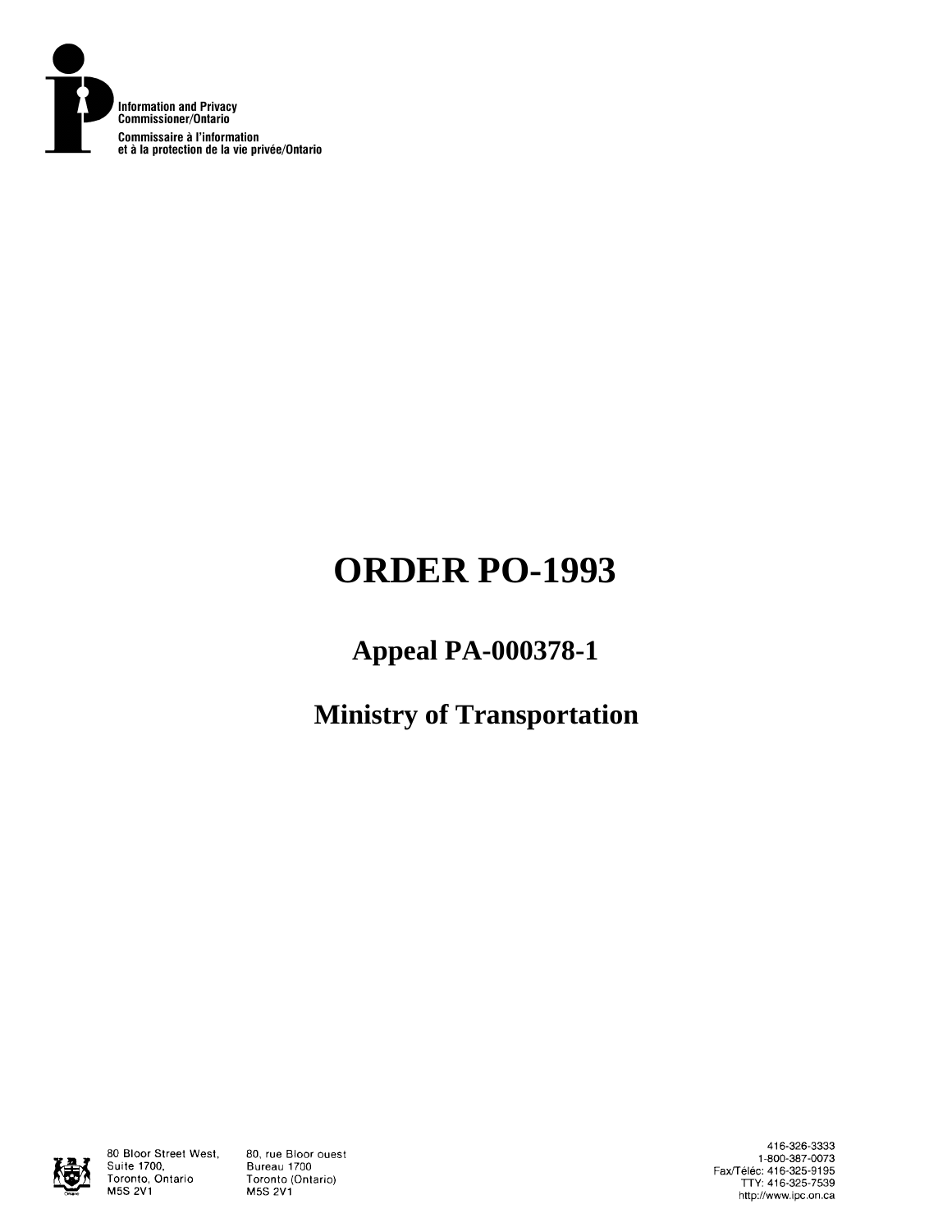Information and Privacy Commissioner/Ontario

Commissaire à l'information et à la protection de la vie privée/Ontario

# ORDER PO-1993

## Appeal PA-000378-1

## Ministry of Transportation

80 Bloor Street West, Suite 1700, Toronto, Ontario M5S 2V1

80, rue Bloor ouest Bureau 1700 Toronto (Ontario) M5S 2V1

416-326-3333
1-800-387-0073
Fax/Téléc: 416-325-9195
TTY: 416-325-7539
http://www.ipc.on.ca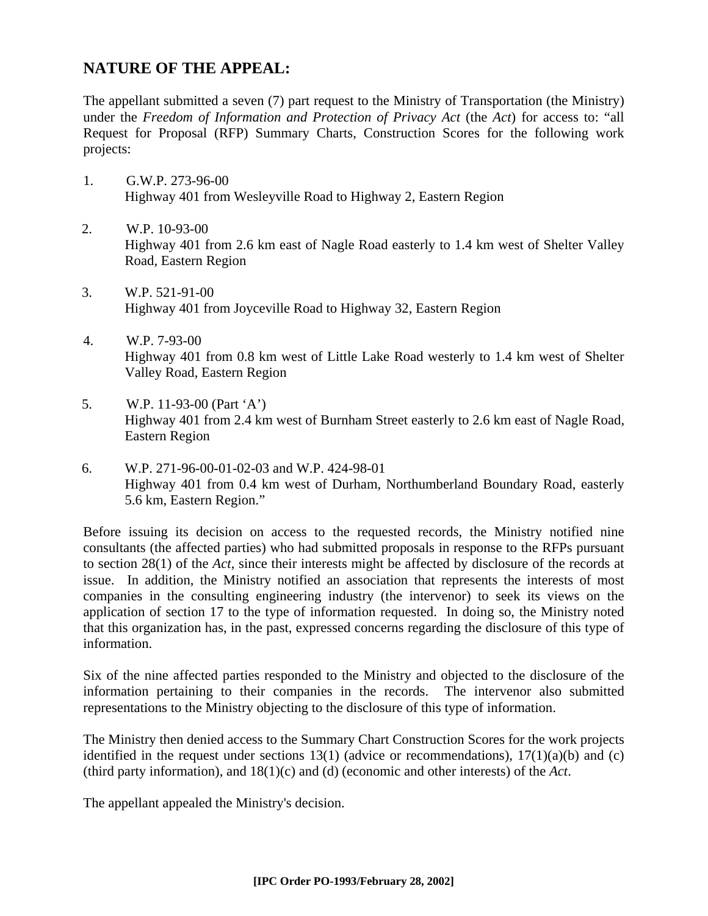## NATURE OF THE APPEAL:

The appellant submitted a seven (7) part request to the Ministry of Transportation (the Ministry) under the *Freedom of Information and Protection of Privacy Act* (the *Act*) for access to: "all Request for Proposal (RFP) Summary Charts, Construction Scores for the following work projects:

1. G.W.P. 273-96-00
   Highway 401 from Wesleyville Road to Highway 2, Eastern Region

2. W.P. 10-93-00
   Highway 401 from 2.6 km east of Nagle Road easterly to 1.4 km west of Shelter Valley Road, Eastern Region

3. W.P. 521-91-00
   Highway 401 from Joyceville Road to Highway 32, Eastern Region

4. W.P. 7-93-00
   Highway 401 from 0.8 km west of Little Lake Road westerly to 1.4 km west of Shelter Valley Road, Eastern Region

5. W.P. 11-93-00 (Part 'A')
   Highway 401 from 2.4 km west of Burnham Street easterly to 2.6 km east of Nagle Road, Eastern Region

6. W.P. 271-96-00-01-02-03 and W.P. 424-98-01
   Highway 401 from 0.4 km west of Durham, Northumberland Boundary Road, easterly 5.6 km, Eastern Region."

Before issuing its decision on access to the requested records, the Ministry notified nine consultants (the affected parties) who had submitted proposals in response to the RFPs pursuant to section 28(1) of the *Act*, since their interests might be affected by disclosure of the records at issue. In addition, the Ministry notified an association that represents the interests of most companies in the consulting engineering industry (the intervenor) to seek its views on the application of section 17 to the type of information requested. In doing so, the Ministry noted that this organization has, in the past, expressed concerns regarding the disclosure of this type of information.

Six of the nine affected parties responded to the Ministry and objected to the disclosure of the information pertaining to their companies in the records. The intervenor also submitted representations to the Ministry objecting to the disclosure of this type of information.

The Ministry then denied access to the Summary Chart Construction Scores for the work projects identified in the request under sections 13(1) (advice or recommendations), 17(1)(a)(b) and (c) (third party information), and 18(1)(c) and (d) (economic and other interests) of the *Act*.

The appellant appealed the Ministry's decision.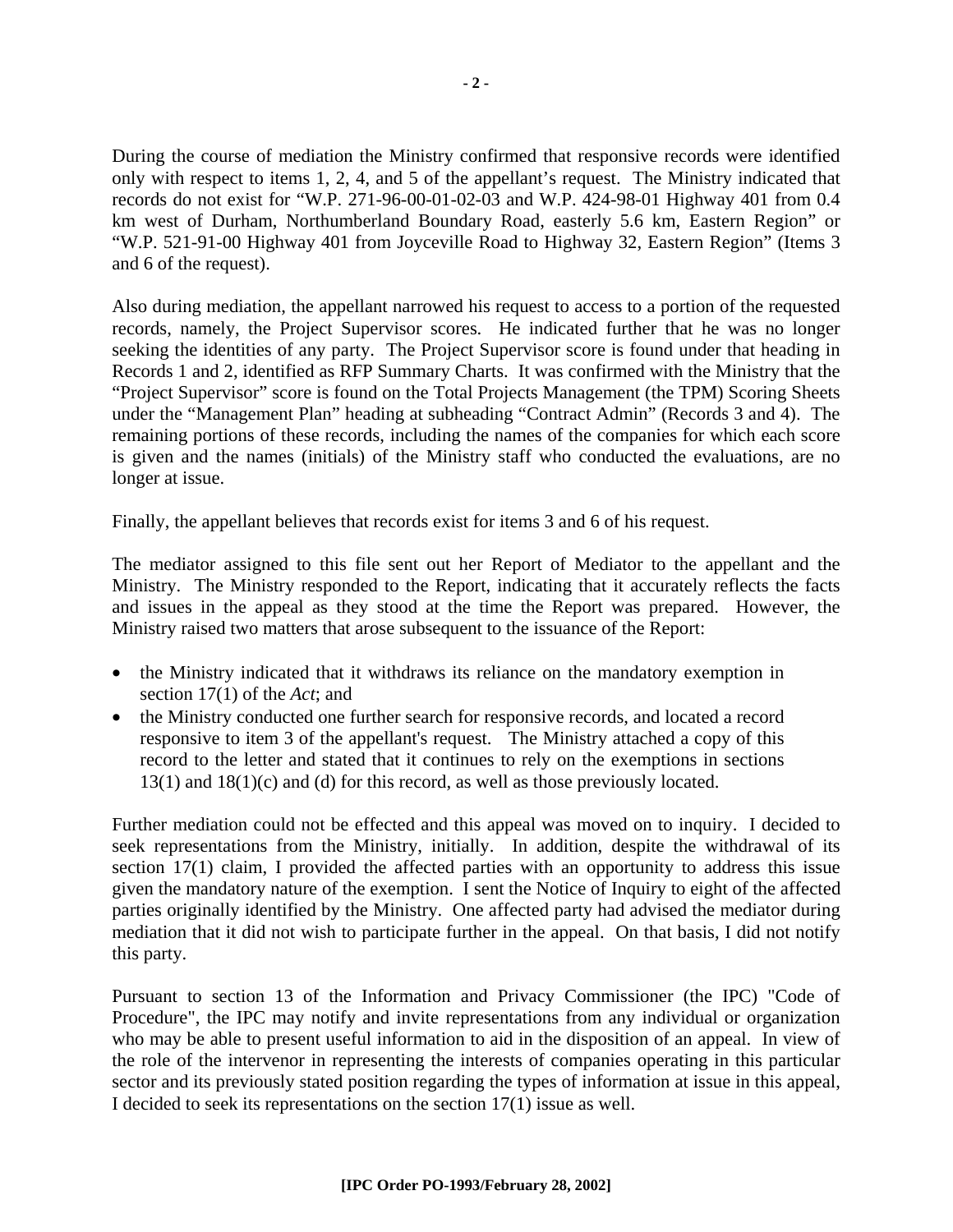During the course of mediation the Ministry confirmed that responsive records were identified only with respect to items 1, 2, 4, and 5 of the appellant's request. The Ministry indicated that records do not exist for "W.P. 271-96-00-01-02-03 and W.P. 424-98-01 Highway 401 from 0.4 km west of Durham, Northumberland Boundary Road, easterly 5.6 km, Eastern Region" or "W.P. 521-91-00 Highway 401 from Joyceville Road to Highway 32, Eastern Region" (Items 3 and 6 of the request).

Also during mediation, the appellant narrowed his request to access to a portion of the requested records, namely, the Project Supervisor scores. He indicated further that he was no longer seeking the identities of any party. The Project Supervisor score is found under that heading in Records 1 and 2, identified as RFP Summary Charts. It was confirmed with the Ministry that the "Project Supervisor" score is found on the Total Projects Management (the TPM) Scoring Sheets under the "Management Plan" heading at subheading "Contract Admin" (Records 3 and 4). The remaining portions of these records, including the names of the companies for which each score is given and the names (initials) of the Ministry staff who conducted the evaluations, are no longer at issue.

Finally, the appellant believes that records exist for items 3 and 6 of his request.

The mediator assigned to this file sent out her Report of Mediator to the appellant and the Ministry. The Ministry responded to the Report, indicating that it accurately reflects the facts and issues in the appeal as they stood at the time the Report was prepared. However, the Ministry raised two matters that arose subsequent to the issuance of the Report:

- the Ministry indicated that it withdraws its reliance on the mandatory exemption in section 17(1) of the *Act*; and
- the Ministry conducted one further search for responsive records, and located a record responsive to item 3 of the appellant's request. The Ministry attached a copy of this record to the letter and stated that it continues to rely on the exemptions in sections 13(1) and 18(1)(c) and (d) for this record, as well as those previously located.

Further mediation could not be effected and this appeal was moved on to inquiry. I decided to seek representations from the Ministry, initially. In addition, despite the withdrawal of its section 17(1) claim, I provided the affected parties with an opportunity to address this issue given the mandatory nature of the exemption. I sent the Notice of Inquiry to eight of the affected parties originally identified by the Ministry. One affected party had advised the mediator during mediation that it did not wish to participate further in the appeal. On that basis, I did not notify this party.

Pursuant to section 13 of the Information and Privacy Commissioner (the IPC) "Code of Procedure", the IPC may notify and invite representations from any individual or organization who may be able to present useful information to aid in the disposition of an appeal. In view of the role of the intervenor in representing the interests of companies operating in this particular sector and its previously stated position regarding the types of information at issue in this appeal, I decided to seek its representations on the section 17(1) issue as well.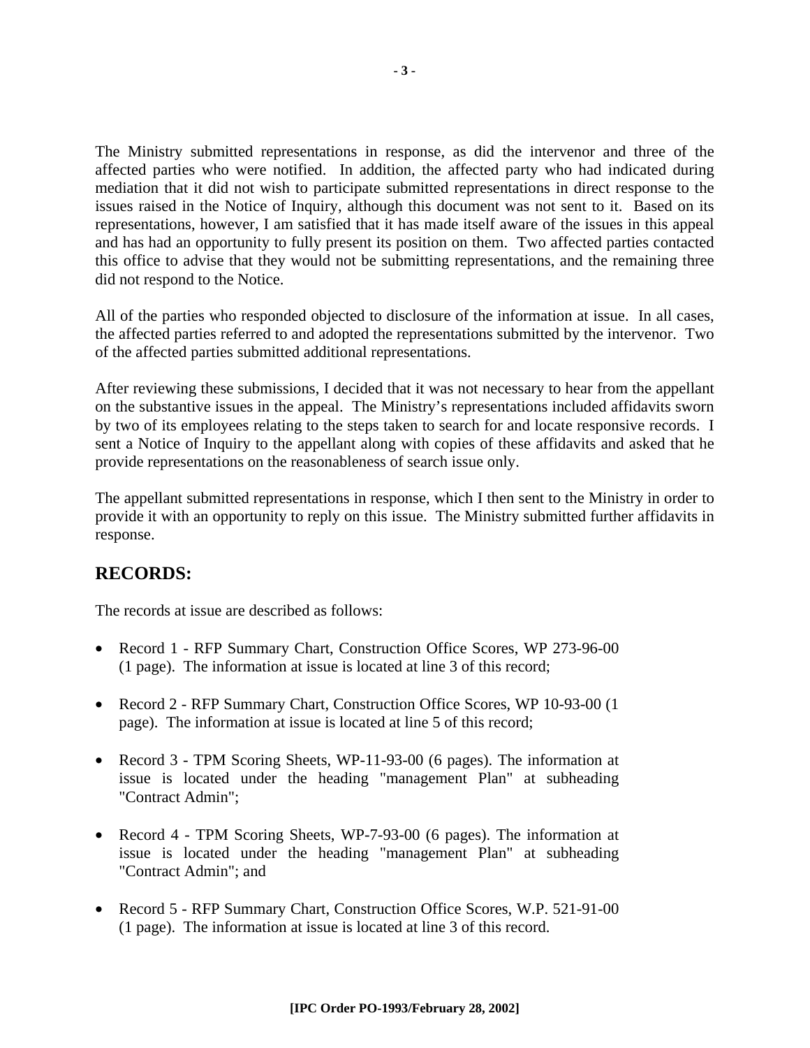The Ministry submitted representations in response, as did the intervenor and three of the affected parties who were notified. In addition, the affected party who had indicated during mediation that it did not wish to participate submitted representations in direct response to the issues raised in the Notice of Inquiry, although this document was not sent to it. Based on its representations, however, I am satisfied that it has made itself aware of the issues in this appeal and has had an opportunity to fully present its position on them. Two affected parties contacted this office to advise that they would not be submitting representations, and the remaining three did not respond to the Notice.

All of the parties who responded objected to disclosure of the information at issue. In all cases, the affected parties referred to and adopted the representations submitted by the intervenor. Two of the affected parties submitted additional representations.

After reviewing these submissions, I decided that it was not necessary to hear from the appellant on the substantive issues in the appeal. The Ministry's representations included affidavits sworn by two of its employees relating to the steps taken to search for and locate responsive records. I sent a Notice of Inquiry to the appellant along with copies of these affidavits and asked that he provide representations on the reasonableness of search issue only.

The appellant submitted representations in response, which I then sent to the Ministry in order to provide it with an opportunity to reply on this issue. The Ministry submitted further affidavits in response.

## RECORDS:

The records at issue are described as follows:

- Record 1 - RFP Summary Chart, Construction Office Scores, WP 273-96-00 (1 page). The information at issue is located at line 3 of this record;
- Record 2 - RFP Summary Chart, Construction Office Scores, WP 10-93-00 (1 page). The information at issue is located at line 5 of this record;
- Record 3 - TPM Scoring Sheets, WP-11-93-00 (6 pages). The information at issue is located under the heading "management Plan" at subheading "Contract Admin";
- Record 4 - TPM Scoring Sheets, WP-7-93-00 (6 pages). The information at issue is located under the heading "management Plan" at subheading "Contract Admin"; and
- Record 5 - RFP Summary Chart, Construction Office Scores, W.P. 521-91-00 (1 page). The information at issue is located at line 3 of this record.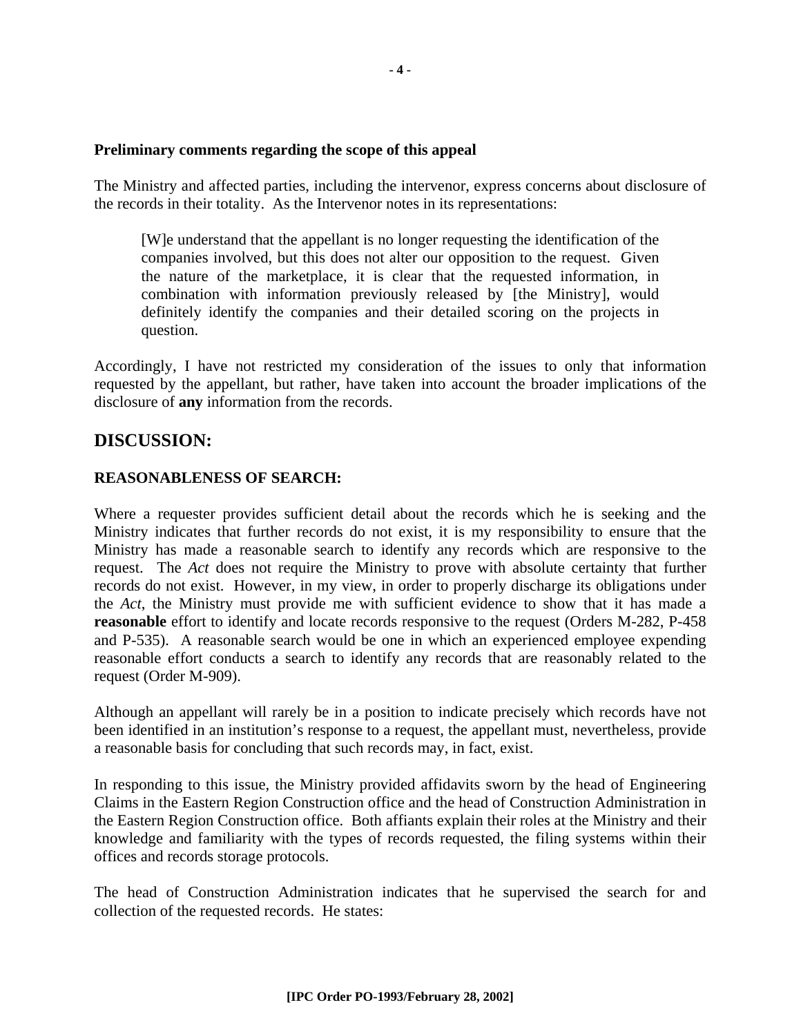**Preliminary comments regarding the scope of this appeal**

The Ministry and affected parties, including the intervenor, express concerns about disclosure of the records in their totality. As the Intervenor notes in its representations:

> [W]e understand that the appellant is no longer requesting the identification of the companies involved, but this does not alter our opposition to the request. Given the nature of the marketplace, it is clear that the requested information, in combination with information previously released by [the Ministry], would definitely identify the companies and their detailed scoring on the projects in question.

Accordingly, I have not restricted my consideration of the issues to only that information requested by the appellant, but rather, have taken into account the broader implications of the disclosure of **any** information from the records.

## DISCUSSION:

### REASONABLENESS OF SEARCH:

Where a requester provides sufficient detail about the records which he is seeking and the Ministry indicates that further records do not exist, it is my responsibility to ensure that the Ministry has made a reasonable search to identify any records which are responsive to the request. The *Act* does not require the Ministry to prove with absolute certainty that further records do not exist. However, in my view, in order to properly discharge its obligations under the *Act*, the Ministry must provide me with sufficient evidence to show that it has made a **reasonable** effort to identify and locate records responsive to the request (Orders M-282, P-458 and P-535). A reasonable search would be one in which an experienced employee expending reasonable effort conducts a search to identify any records that are reasonably related to the request (Order M-909).

Although an appellant will rarely be in a position to indicate precisely which records have not been identified in an institution's response to a request, the appellant must, nevertheless, provide a reasonable basis for concluding that such records may, in fact, exist.

In responding to this issue, the Ministry provided affidavits sworn by the head of Engineering Claims in the Eastern Region Construction office and the head of Construction Administration in the Eastern Region Construction office. Both affiants explain their roles at the Ministry and their knowledge and familiarity with the types of records requested, the filing systems within their offices and records storage protocols.

The head of Construction Administration indicates that he supervised the search for and collection of the requested records. He states: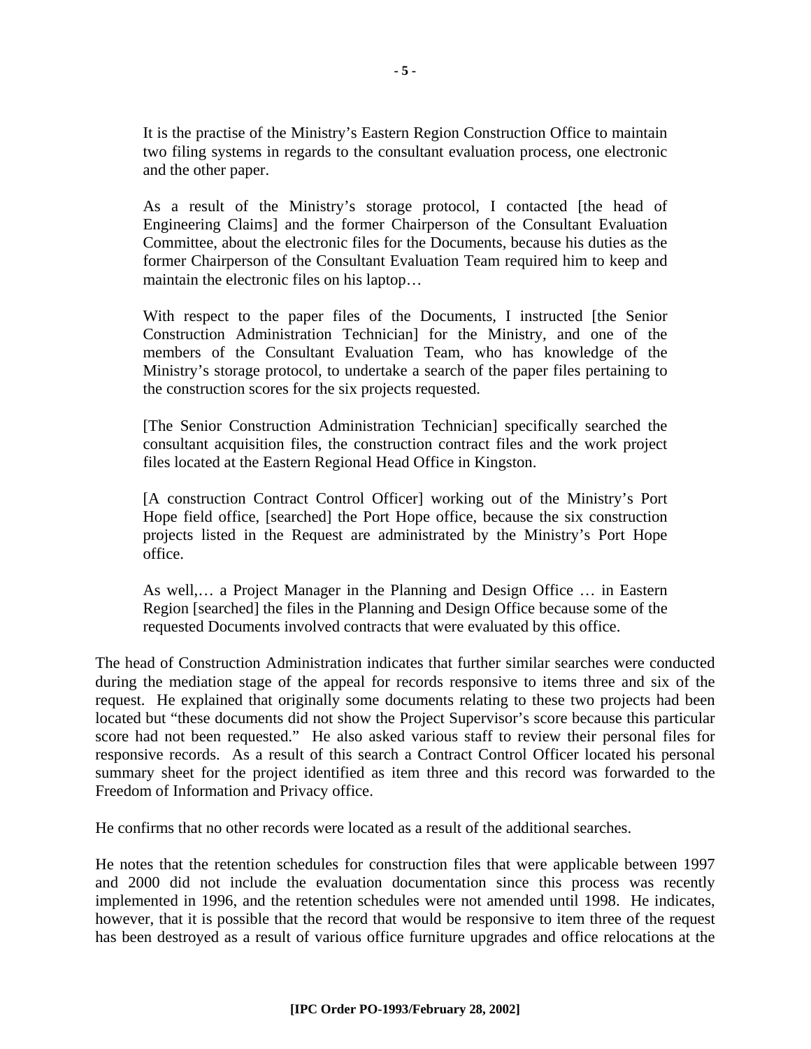> It is the practise of the Ministry's Eastern Region Construction Office to maintain two filing systems in regards to the consultant evaluation process, one electronic and the other paper.
>
> As a result of the Ministry's storage protocol, I contacted [the head of Engineering Claims] and the former Chairperson of the Consultant Evaluation Committee, about the electronic files for the Documents, because his duties as the former Chairperson of the Consultant Evaluation Team required him to keep and maintain the electronic files on his laptop…
>
> With respect to the paper files of the Documents, I instructed [the Senior Construction Administration Technician] for the Ministry, and one of the members of the Consultant Evaluation Team, who has knowledge of the Ministry's storage protocol, to undertake a search of the paper files pertaining to the construction scores for the six projects requested.
>
> [The Senior Construction Administration Technician] specifically searched the consultant acquisition files, the construction contract files and the work project files located at the Eastern Regional Head Office in Kingston.
>
> [A construction Contract Control Officer] working out of the Ministry's Port Hope field office, [searched] the Port Hope office, because the six construction projects listed in the Request are administrated by the Ministry's Port Hope office.
>
> As well,… a Project Manager in the Planning and Design Office … in Eastern Region [searched] the files in the Planning and Design Office because some of the requested Documents involved contracts that were evaluated by this office.

The head of Construction Administration indicates that further similar searches were conducted during the mediation stage of the appeal for records responsive to items three and six of the request. He explained that originally some documents relating to these two projects had been located but "these documents did not show the Project Supervisor's score because this particular score had not been requested." He also asked various staff to review their personal files for responsive records. As a result of this search a Contract Control Officer located his personal summary sheet for the project identified as item three and this record was forwarded to the Freedom of Information and Privacy office.

He confirms that no other records were located as a result of the additional searches.

He notes that the retention schedules for construction files that were applicable between 1997 and 2000 did not include the evaluation documentation since this process was recently implemented in 1996, and the retention schedules were not amended until 1998. He indicates, however, that it is possible that the record that would be responsive to item three of the request has been destroyed as a result of various office furniture upgrades and office relocations at the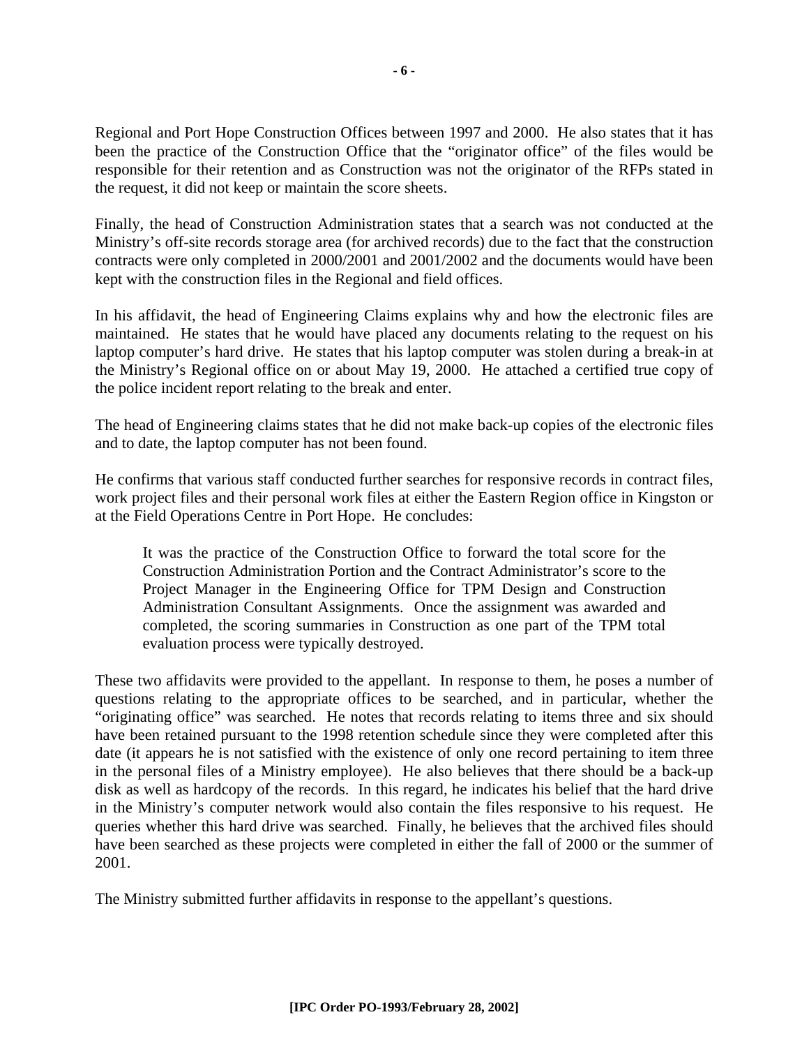Regional and Port Hope Construction Offices between 1997 and 2000. He also states that it has been the practice of the Construction Office that the "originator office" of the files would be responsible for their retention and as Construction was not the originator of the RFPs stated in the request, it did not keep or maintain the score sheets.

Finally, the head of Construction Administration states that a search was not conducted at the Ministry's off-site records storage area (for archived records) due to the fact that the construction contracts were only completed in 2000/2001 and 2001/2002 and the documents would have been kept with the construction files in the Regional and field offices.

In his affidavit, the head of Engineering Claims explains why and how the electronic files are maintained. He states that he would have placed any documents relating to the request on his laptop computer's hard drive. He states that his laptop computer was stolen during a break-in at the Ministry's Regional office on or about May 19, 2000. He attached a certified true copy of the police incident report relating to the break and enter.

The head of Engineering claims states that he did not make back-up copies of the electronic files and to date, the laptop computer has not been found.

He confirms that various staff conducted further searches for responsive records in contract files, work project files and their personal work files at either the Eastern Region office in Kingston or at the Field Operations Centre in Port Hope. He concludes:

> It was the practice of the Construction Office to forward the total score for the Construction Administration Portion and the Contract Administrator's score to the Project Manager in the Engineering Office for TPM Design and Construction Administration Consultant Assignments. Once the assignment was awarded and completed, the scoring summaries in Construction as one part of the TPM total evaluation process were typically destroyed.

These two affidavits were provided to the appellant. In response to them, he poses a number of questions relating to the appropriate offices to be searched, and in particular, whether the "originating office" was searched. He notes that records relating to items three and six should have been retained pursuant to the 1998 retention schedule since they were completed after this date (it appears he is not satisfied with the existence of only one record pertaining to item three in the personal files of a Ministry employee). He also believes that there should be a back-up disk as well as hardcopy of the records. In this regard, he indicates his belief that the hard drive in the Ministry's computer network would also contain the files responsive to his request. He queries whether this hard drive was searched. Finally, he believes that the archived files should have been searched as these projects were completed in either the fall of 2000 or the summer of 2001.

The Ministry submitted further affidavits in response to the appellant's questions.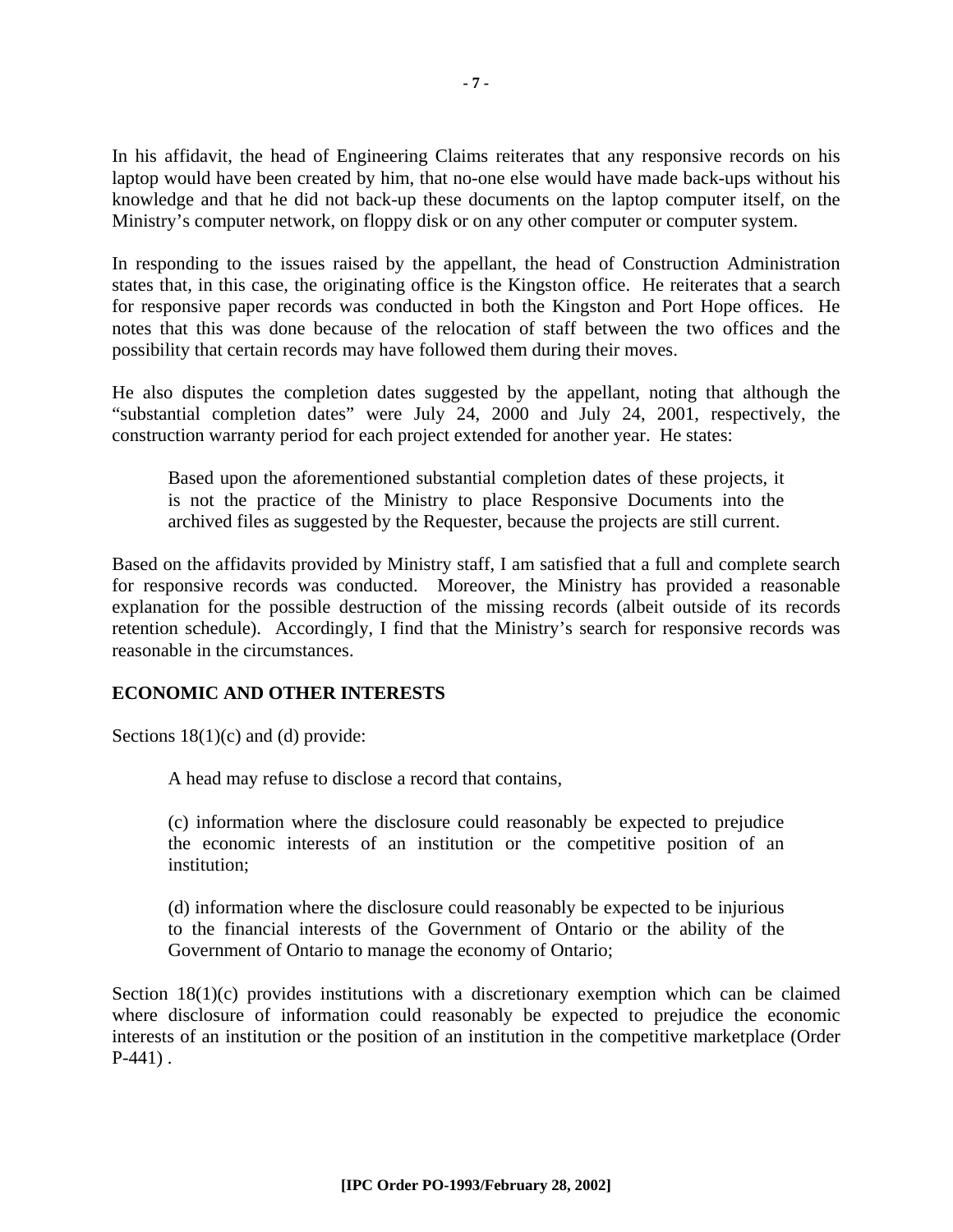In his affidavit, the head of Engineering Claims reiterates that any responsive records on his laptop would have been created by him, that no-one else would have made back-ups without his knowledge and that he did not back-up these documents on the laptop computer itself, on the Ministry's computer network, on floppy disk or on any other computer or computer system.

In responding to the issues raised by the appellant, the head of Construction Administration states that, in this case, the originating office is the Kingston office. He reiterates that a search for responsive paper records was conducted in both the Kingston and Port Hope offices. He notes that this was done because of the relocation of staff between the two offices and the possibility that certain records may have followed them during their moves.

He also disputes the completion dates suggested by the appellant, noting that although the "substantial completion dates" were July 24, 2000 and July 24, 2001, respectively, the construction warranty period for each project extended for another year. He states:

> Based upon the aforementioned substantial completion dates of these projects, it is not the practice of the Ministry to place Responsive Documents into the archived files as suggested by the Requester, because the projects are still current.

Based on the affidavits provided by Ministry staff, I am satisfied that a full and complete search for responsive records was conducted. Moreover, the Ministry has provided a reasonable explanation for the possible destruction of the missing records (albeit outside of its records retention schedule). Accordingly, I find that the Ministry's search for responsive records was reasonable in the circumstances.

## ECONOMIC AND OTHER INTERESTS

Sections 18(1)(c) and (d) provide:

> A head may refuse to disclose a record that contains,
>
> (c) information where the disclosure could reasonably be expected to prejudice the economic interests of an institution or the competitive position of an institution;
>
> (d) information where the disclosure could reasonably be expected to be injurious to the financial interests of the Government of Ontario or the ability of the Government of Ontario to manage the economy of Ontario;

Section 18(1)(c) provides institutions with a discretionary exemption which can be claimed where disclosure of information could reasonably be expected to prejudice the economic interests of an institution or the position of an institution in the competitive marketplace (Order P-441) .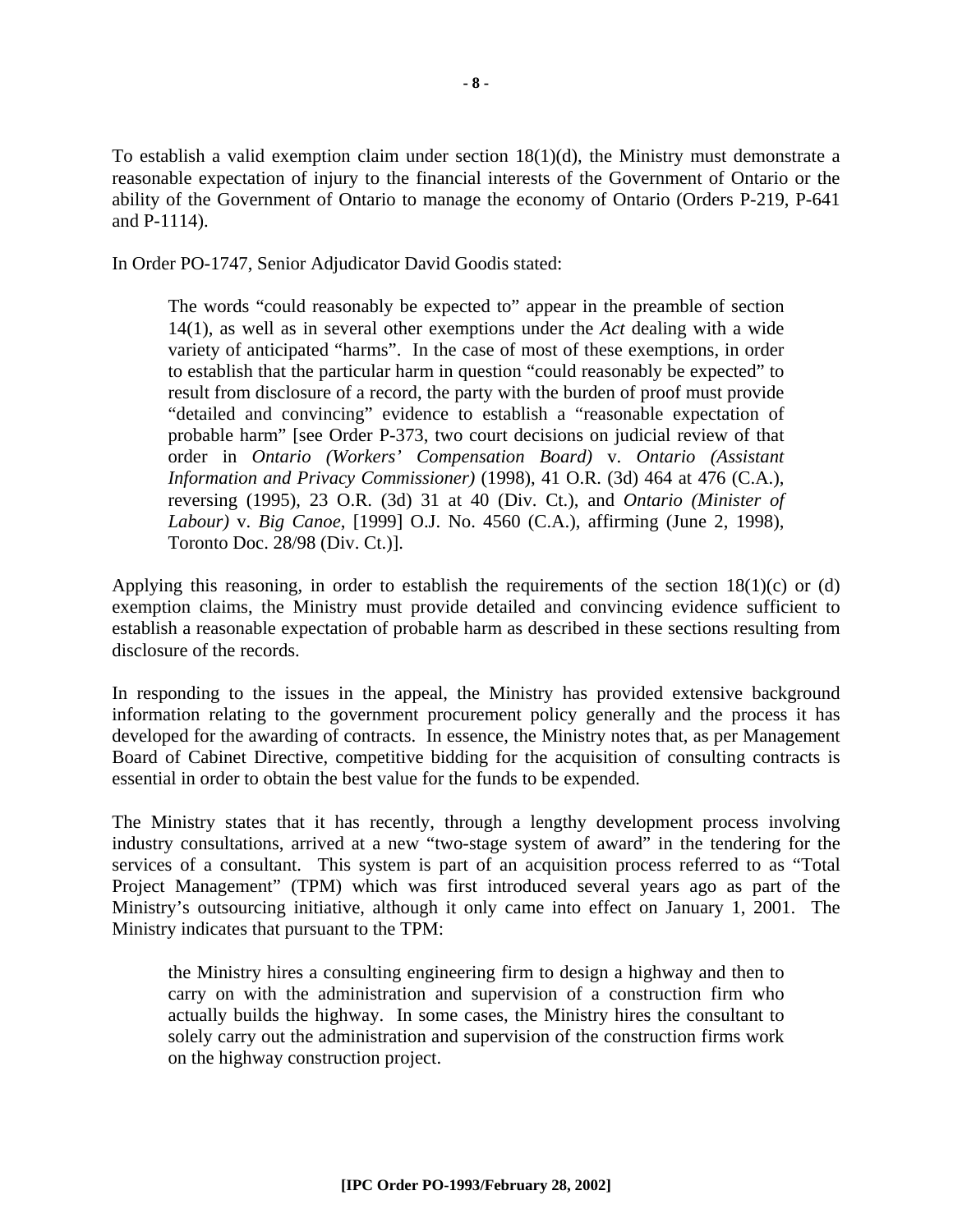To establish a valid exemption claim under section 18(1)(d), the Ministry must demonstrate a reasonable expectation of injury to the financial interests of the Government of Ontario or the ability of the Government of Ontario to manage the economy of Ontario (Orders P-219, P-641 and P-1114).

In Order PO-1747, Senior Adjudicator David Goodis stated:

> The words "could reasonably be expected to" appear in the preamble of section 14(1), as well as in several other exemptions under the *Act* dealing with a wide variety of anticipated "harms". In the case of most of these exemptions, in order to establish that the particular harm in question "could reasonably be expected" to result from disclosure of a record, the party with the burden of proof must provide "detailed and convincing" evidence to establish a "reasonable expectation of probable harm" [see Order P-373, two court decisions on judicial review of that order in *Ontario (Workers' Compensation Board)* v. *Ontario (Assistant Information and Privacy Commissioner)* (1998), 41 O.R. (3d) 464 at 476 (C.A.), reversing (1995), 23 O.R. (3d) 31 at 40 (Div. Ct.), and *Ontario (Minister of Labour)* v. *Big Canoe*, [1999] O.J. No. 4560 (C.A.), affirming (June 2, 1998), Toronto Doc. 28/98 (Div. Ct.)].

Applying this reasoning, in order to establish the requirements of the section 18(1)(c) or (d) exemption claims, the Ministry must provide detailed and convincing evidence sufficient to establish a reasonable expectation of probable harm as described in these sections resulting from disclosure of the records.

In responding to the issues in the appeal, the Ministry has provided extensive background information relating to the government procurement policy generally and the process it has developed for the awarding of contracts. In essence, the Ministry notes that, as per Management Board of Cabinet Directive, competitive bidding for the acquisition of consulting contracts is essential in order to obtain the best value for the funds to be expended.

The Ministry states that it has recently, through a lengthy development process involving industry consultations, arrived at a new "two-stage system of award" in the tendering for the services of a consultant. This system is part of an acquisition process referred to as "Total Project Management" (TPM) which was first introduced several years ago as part of the Ministry's outsourcing initiative, although it only came into effect on January 1, 2001. The Ministry indicates that pursuant to the TPM:

> the Ministry hires a consulting engineering firm to design a highway and then to carry on with the administration and supervision of a construction firm who actually builds the highway. In some cases, the Ministry hires the consultant to solely carry out the administration and supervision of the construction firms work on the highway construction project.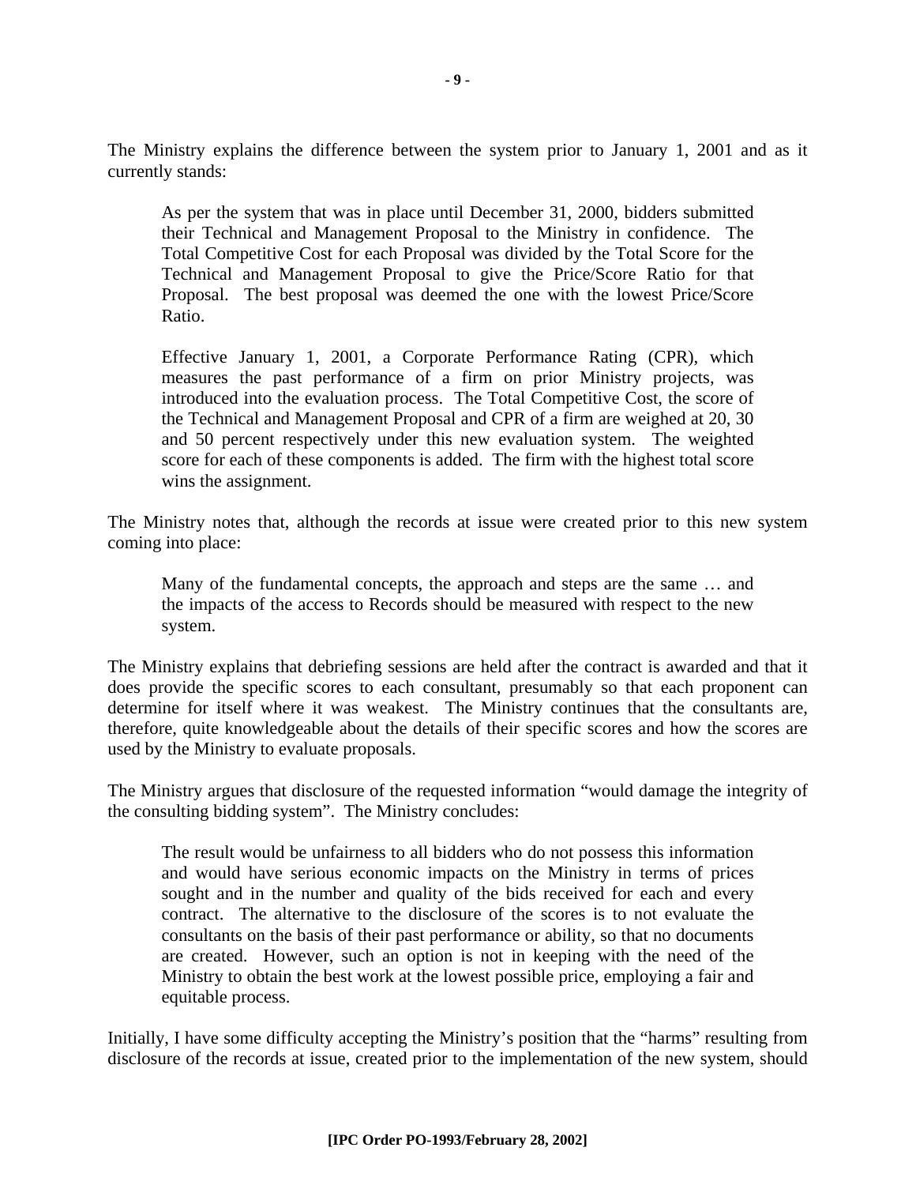The Ministry explains the difference between the system prior to January 1, 2001 and as it currently stands:

> As per the system that was in place until December 31, 2000, bidders submitted their Technical and Management Proposal to the Ministry in confidence. The Total Competitive Cost for each Proposal was divided by the Total Score for the Technical and Management Proposal to give the Price/Score Ratio for that Proposal. The best proposal was deemed the one with the lowest Price/Score Ratio.
>
> Effective January 1, 2001, a Corporate Performance Rating (CPR), which measures the past performance of a firm on prior Ministry projects, was introduced into the evaluation process. The Total Competitive Cost, the score of the Technical and Management Proposal and CPR of a firm are weighed at 20, 30 and 50 percent respectively under this new evaluation system. The weighted score for each of these components is added. The firm with the highest total score wins the assignment.

The Ministry notes that, although the records at issue were created prior to this new system coming into place:

> Many of the fundamental concepts, the approach and steps are the same … and the impacts of the access to Records should be measured with respect to the new system.

The Ministry explains that debriefing sessions are held after the contract is awarded and that it does provide the specific scores to each consultant, presumably so that each proponent can determine for itself where it was weakest. The Ministry continues that the consultants are, therefore, quite knowledgeable about the details of their specific scores and how the scores are used by the Ministry to evaluate proposals.

The Ministry argues that disclosure of the requested information "would damage the integrity of the consulting bidding system". The Ministry concludes:

> The result would be unfairness to all bidders who do not possess this information and would have serious economic impacts on the Ministry in terms of prices sought and in the number and quality of the bids received for each and every contract. The alternative to the disclosure of the scores is to not evaluate the consultants on the basis of their past performance or ability, so that no documents are created. However, such an option is not in keeping with the need of the Ministry to obtain the best work at the lowest possible price, employing a fair and equitable process.

Initially, I have some difficulty accepting the Ministry's position that the "harms" resulting from disclosure of the records at issue, created prior to the implementation of the new system, should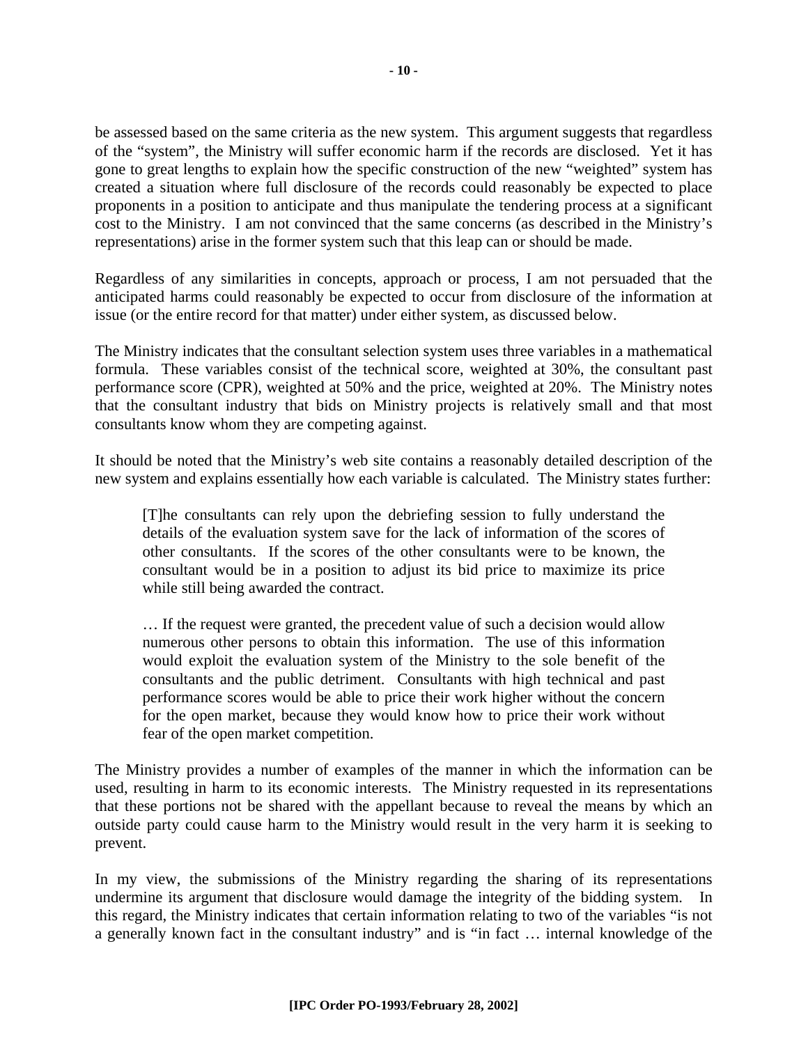be assessed based on the same criteria as the new system. This argument suggests that regardless of the "system", the Ministry will suffer economic harm if the records are disclosed. Yet it has gone to great lengths to explain how the specific construction of the new "weighted" system has created a situation where full disclosure of the records could reasonably be expected to place proponents in a position to anticipate and thus manipulate the tendering process at a significant cost to the Ministry. I am not convinced that the same concerns (as described in the Ministry's representations) arise in the former system such that this leap can or should be made.

Regardless of any similarities in concepts, approach or process, I am not persuaded that the anticipated harms could reasonably be expected to occur from disclosure of the information at issue (or the entire record for that matter) under either system, as discussed below.

The Ministry indicates that the consultant selection system uses three variables in a mathematical formula. These variables consist of the technical score, weighted at 30%, the consultant past performance score (CPR), weighted at 50% and the price, weighted at 20%. The Ministry notes that the consultant industry that bids on Ministry projects is relatively small and that most consultants know whom they are competing against.

It should be noted that the Ministry's web site contains a reasonably detailed description of the new system and explains essentially how each variable is calculated. The Ministry states further:

> [T]he consultants can rely upon the debriefing session to fully understand the details of the evaluation system save for the lack of information of the scores of other consultants. If the scores of the other consultants were to be known, the consultant would be in a position to adjust its bid price to maximize its price while still being awarded the contract.
>
> … If the request were granted, the precedent value of such a decision would allow numerous other persons to obtain this information. The use of this information would exploit the evaluation system of the Ministry to the sole benefit of the consultants and the public detriment. Consultants with high technical and past performance scores would be able to price their work higher without the concern for the open market, because they would know how to price their work without fear of the open market competition.

The Ministry provides a number of examples of the manner in which the information can be used, resulting in harm to its economic interests. The Ministry requested in its representations that these portions not be shared with the appellant because to reveal the means by which an outside party could cause harm to the Ministry would result in the very harm it is seeking to prevent.

In my view, the submissions of the Ministry regarding the sharing of its representations undermine its argument that disclosure would damage the integrity of the bidding system. In this regard, the Ministry indicates that certain information relating to two of the variables "is not a generally known fact in the consultant industry" and is "in fact … internal knowledge of the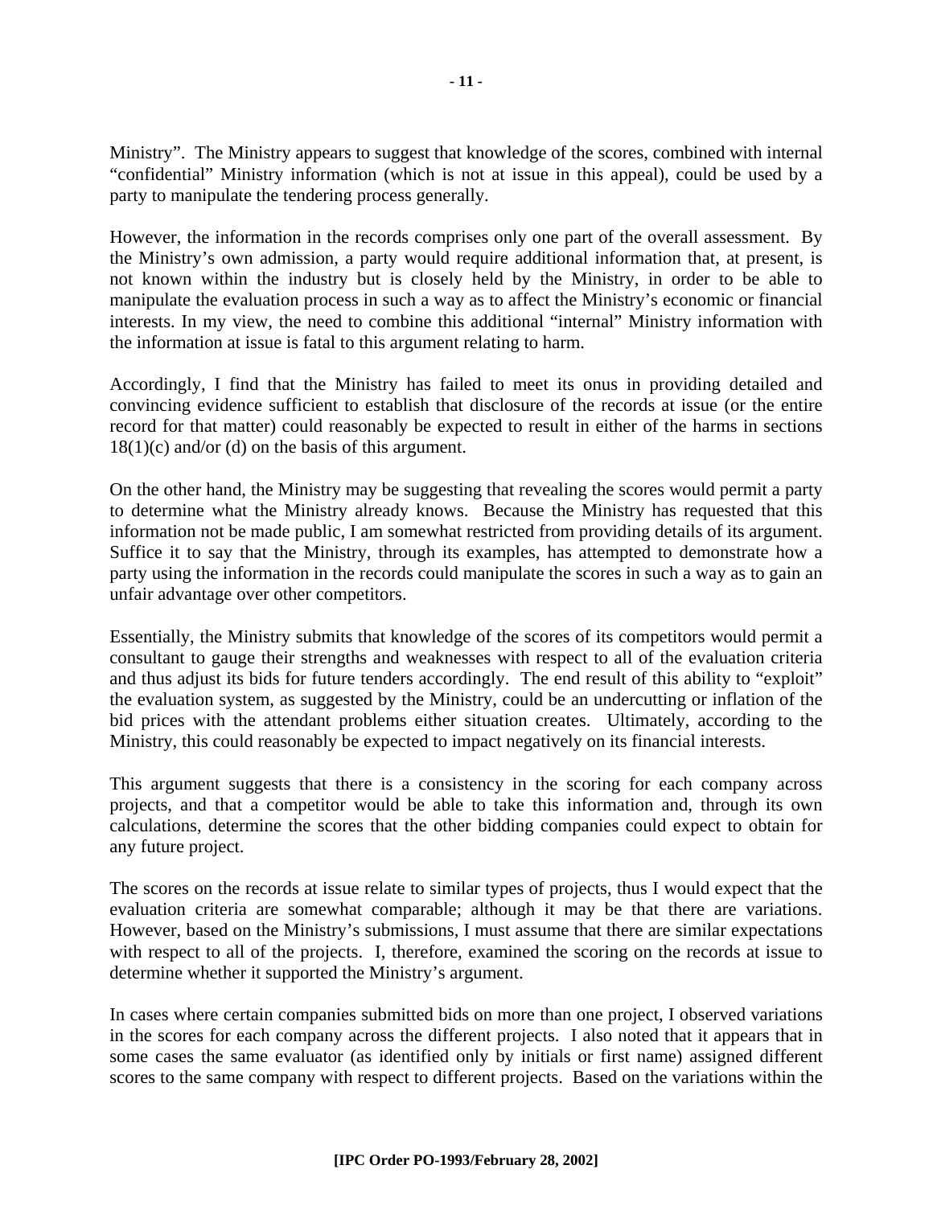Ministry". The Ministry appears to suggest that knowledge of the scores, combined with internal "confidential" Ministry information (which is not at issue in this appeal), could be used by a party to manipulate the tendering process generally.

However, the information in the records comprises only one part of the overall assessment. By the Ministry's own admission, a party would require additional information that, at present, is not known within the industry but is closely held by the Ministry, in order to be able to manipulate the evaluation process in such a way as to affect the Ministry's economic or financial interests. In my view, the need to combine this additional "internal" Ministry information with the information at issue is fatal to this argument relating to harm.

Accordingly, I find that the Ministry has failed to meet its onus in providing detailed and convincing evidence sufficient to establish that disclosure of the records at issue (or the entire record for that matter) could reasonably be expected to result in either of the harms in sections 18(1)(c) and/or (d) on the basis of this argument.

On the other hand, the Ministry may be suggesting that revealing the scores would permit a party to determine what the Ministry already knows. Because the Ministry has requested that this information not be made public, I am somewhat restricted from providing details of its argument. Suffice it to say that the Ministry, through its examples, has attempted to demonstrate how a party using the information in the records could manipulate the scores in such a way as to gain an unfair advantage over other competitors.

Essentially, the Ministry submits that knowledge of the scores of its competitors would permit a consultant to gauge their strengths and weaknesses with respect to all of the evaluation criteria and thus adjust its bids for future tenders accordingly. The end result of this ability to "exploit" the evaluation system, as suggested by the Ministry, could be an undercutting or inflation of the bid prices with the attendant problems either situation creates. Ultimately, according to the Ministry, this could reasonably be expected to impact negatively on its financial interests.

This argument suggests that there is a consistency in the scoring for each company across projects, and that a competitor would be able to take this information and, through its own calculations, determine the scores that the other bidding companies could expect to obtain for any future project.

The scores on the records at issue relate to similar types of projects, thus I would expect that the evaluation criteria are somewhat comparable; although it may be that there are variations. However, based on the Ministry's submissions, I must assume that there are similar expectations with respect to all of the projects. I, therefore, examined the scoring on the records at issue to determine whether it supported the Ministry's argument.

In cases where certain companies submitted bids on more than one project, I observed variations in the scores for each company across the different projects. I also noted that it appears that in some cases the same evaluator (as identified only by initials or first name) assigned different scores to the same company with respect to different projects. Based on the variations within the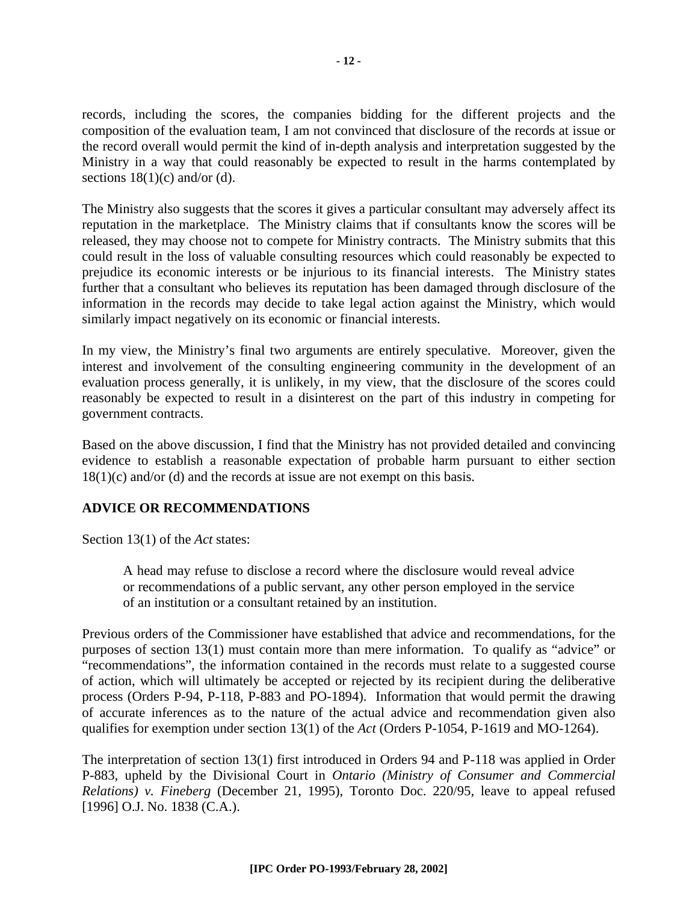records, including the scores, the companies bidding for the different projects and the composition of the evaluation team, I am not convinced that disclosure of the records at issue or the record overall would permit the kind of in-depth analysis and interpretation suggested by the Ministry in a way that could reasonably be expected to result in the harms contemplated by sections 18(1)(c) and/or (d).

The Ministry also suggests that the scores it gives a particular consultant may adversely affect its reputation in the marketplace. The Ministry claims that if consultants know the scores will be released, they may choose not to compete for Ministry contracts. The Ministry submits that this could result in the loss of valuable consulting resources which could reasonably be expected to prejudice its economic interests or be injurious to its financial interests. The Ministry states further that a consultant who believes its reputation has been damaged through disclosure of the information in the records may decide to take legal action against the Ministry, which would similarly impact negatively on its economic or financial interests.

In my view, the Ministry's final two arguments are entirely speculative. Moreover, given the interest and involvement of the consulting engineering community in the development of an evaluation process generally, it is unlikely, in my view, that the disclosure of the scores could reasonably be expected to result in a disinterest on the part of this industry in competing for government contracts.

Based on the above discussion, I find that the Ministry has not provided detailed and convincing evidence to establish a reasonable expectation of probable harm pursuant to either section 18(1)(c) and/or (d) and the records at issue are not exempt on this basis.

## ADVICE OR RECOMMENDATIONS

Section 13(1) of the *Act* states:

> A head may refuse to disclose a record where the disclosure would reveal advice or recommendations of a public servant, any other person employed in the service of an institution or a consultant retained by an institution.

Previous orders of the Commissioner have established that advice and recommendations, for the purposes of section 13(1) must contain more than mere information. To qualify as "advice" or "recommendations", the information contained in the records must relate to a suggested course of action, which will ultimately be accepted or rejected by its recipient during the deliberative process (Orders P-94, P-118, P-883 and PO-1894). Information that would permit the drawing of accurate inferences as to the nature of the actual advice and recommendation given also qualifies for exemption under section 13(1) of the *Act* (Orders P-1054, P-1619 and MO-1264).

The interpretation of section 13(1) first introduced in Orders 94 and P-118 was applied in Order P-883, upheld by the Divisional Court in *Ontario (Ministry of Consumer and Commercial Relations) v. Fineberg* (December 21, 1995), Toronto Doc. 220/95, leave to appeal refused [1996] O.J. No. 1838 (C.A.).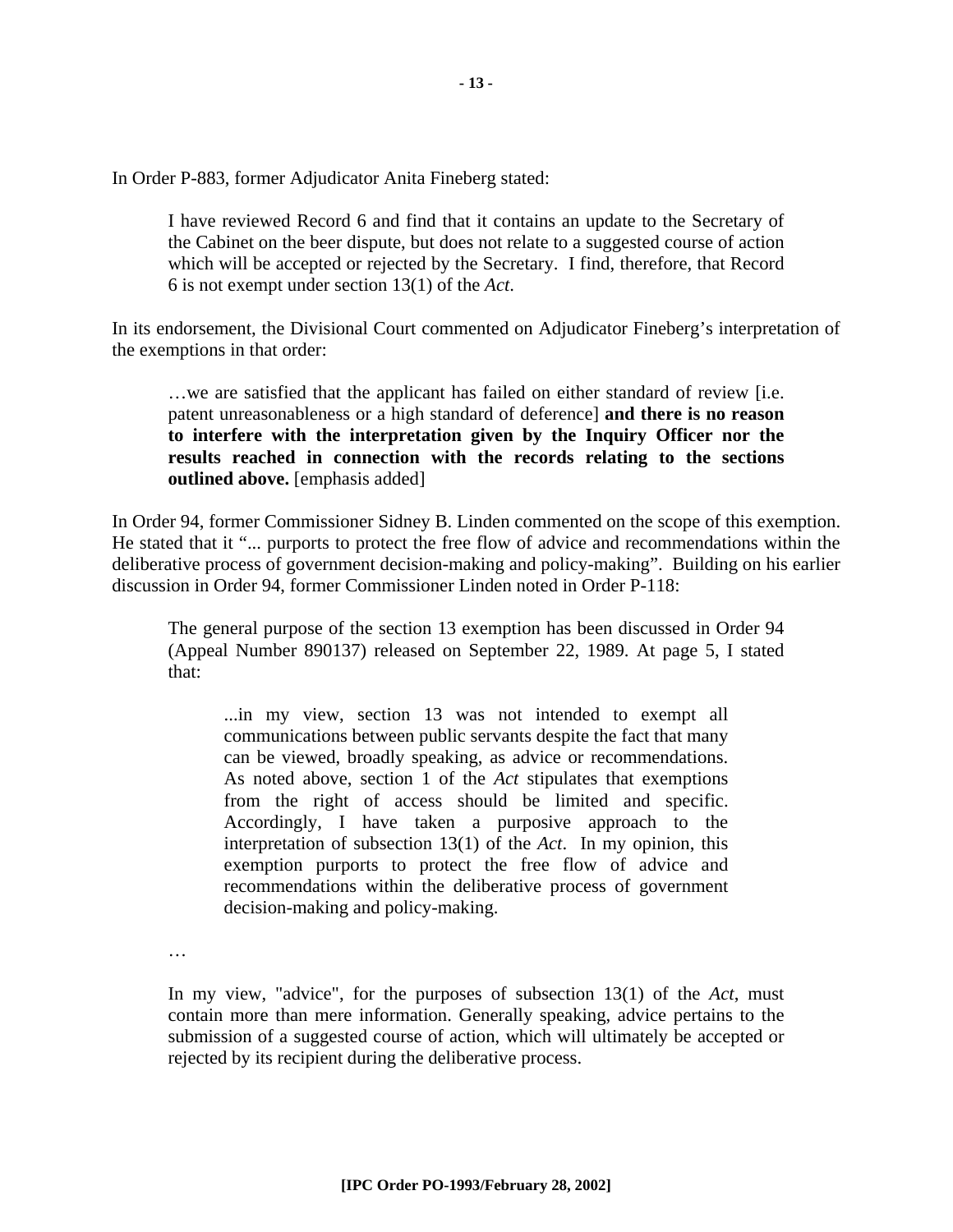In Order P-883, former Adjudicator Anita Fineberg stated:

> I have reviewed Record 6 and find that it contains an update to the Secretary of the Cabinet on the beer dispute, but does not relate to a suggested course of action which will be accepted or rejected by the Secretary. I find, therefore, that Record 6 is not exempt under section 13(1) of the *Act*.

In its endorsement, the Divisional Court commented on Adjudicator Fineberg's interpretation of the exemptions in that order:

> …we are satisfied that the applicant has failed on either standard of review [i.e. patent unreasonableness or a high standard of deference] **and there is no reason to interfere with the interpretation given by the Inquiry Officer nor the results reached in connection with the records relating to the sections outlined above.** [emphasis added]

In Order 94, former Commissioner Sidney B. Linden commented on the scope of this exemption. He stated that it "... purports to protect the free flow of advice and recommendations within the deliberative process of government decision-making and policy-making". Building on his earlier discussion in Order 94, former Commissioner Linden noted in Order P-118:

> The general purpose of the section 13 exemption has been discussed in Order 94 (Appeal Number 890137) released on September 22, 1989. At page 5, I stated that:
>
> > ...in my view, section 13 was not intended to exempt all communications between public servants despite the fact that many can be viewed, broadly speaking, as advice or recommendations. As noted above, section 1 of the *Act* stipulates that exemptions from the right of access should be limited and specific. Accordingly, I have taken a purposive approach to the interpretation of subsection 13(1) of the *Act*. In my opinion, this exemption purports to protect the free flow of advice and recommendations within the deliberative process of government decision-making and policy-making.
>
> …
>
> In my view, "advice", for the purposes of subsection 13(1) of the *Act*, must contain more than mere information. Generally speaking, advice pertains to the submission of a suggested course of action, which will ultimately be accepted or rejected by its recipient during the deliberative process.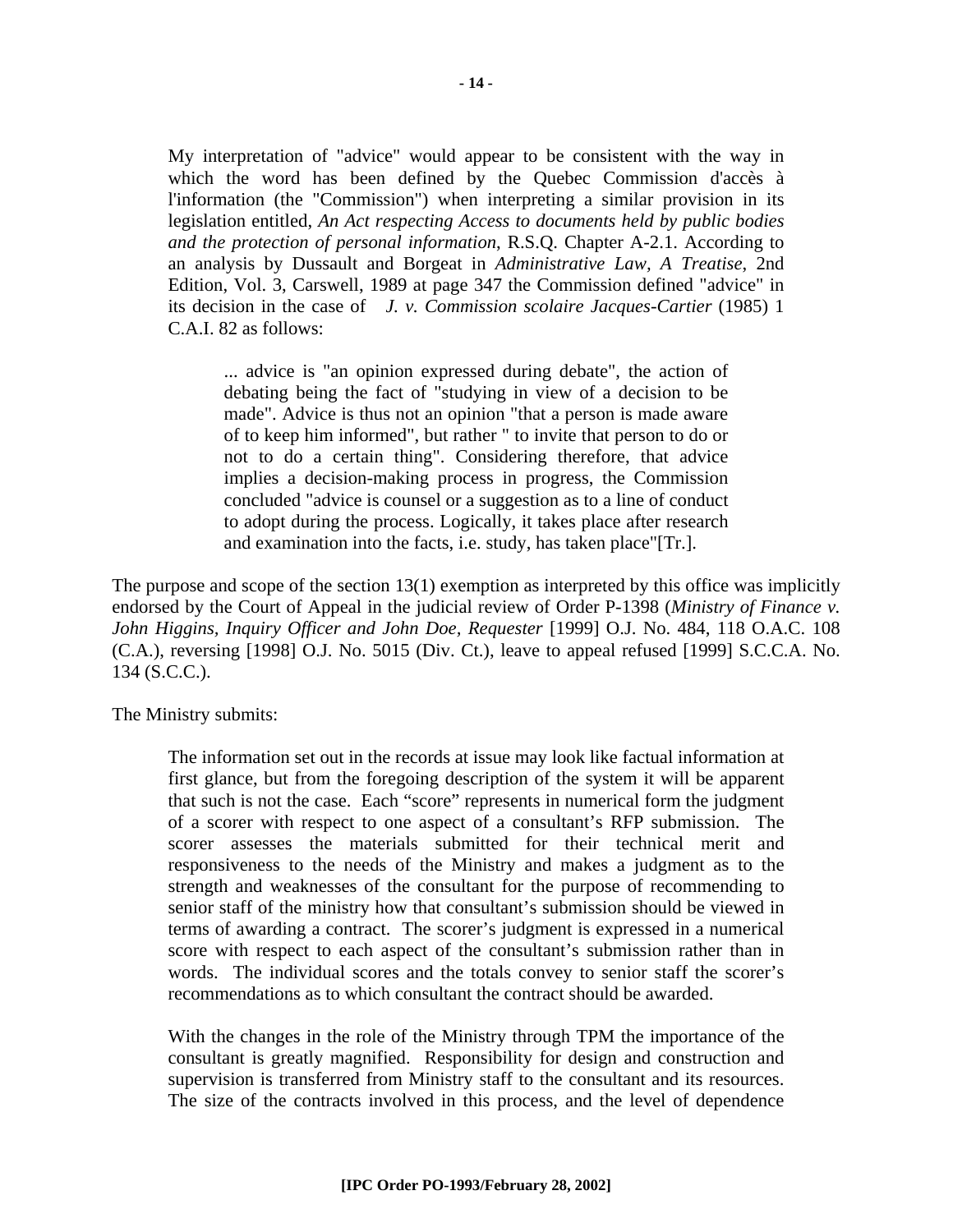> My interpretation of "advice" would appear to be consistent with the way in which the word has been defined by the Quebec Commission d'accès à l'information (the "Commission") when interpreting a similar provision in its legislation entitled, *An Act respecting Access to documents held by public bodies and the protection of personal information*, R.S.Q. Chapter A-2.1. According to an analysis by Dussault and Borgeat in *Administrative Law, A Treatise*, 2nd Edition, Vol. 3, Carswell, 1989 at page 347 the Commission defined "advice" in its decision in the case of *J. v. Commission scolaire Jacques-Cartier* (1985) 1 C.A.I. 82 as follows:
>
> > ... advice is "an opinion expressed during debate", the action of debating being the fact of "studying in view of a decision to be made". Advice is thus not an opinion "that a person is made aware of to keep him informed", but rather " to invite that person to do or not to do a certain thing". Considering therefore, that advice implies a decision-making process in progress, the Commission concluded "advice is counsel or a suggestion as to a line of conduct to adopt during the process. Logically, it takes place after research and examination into the facts, i.e. study, has taken place"[Tr.].

The purpose and scope of the section 13(1) exemption as interpreted by this office was implicitly endorsed by the Court of Appeal in the judicial review of Order P-1398 (*Ministry of Finance v. John Higgins, Inquiry Officer and John Doe, Requester* [1999] O.J. No. 484, 118 O.A.C. 108 (C.A.), reversing [1998] O.J. No. 5015 (Div. Ct.), leave to appeal refused [1999] S.C.C.A. No. 134 (S.C.C.).

The Ministry submits:

> The information set out in the records at issue may look like factual information at first glance, but from the foregoing description of the system it will be apparent that such is not the case. Each "score" represents in numerical form the judgment of a scorer with respect to one aspect of a consultant's RFP submission. The scorer assesses the materials submitted for their technical merit and responsiveness to the needs of the Ministry and makes a judgment as to the strength and weaknesses of the consultant for the purpose of recommending to senior staff of the ministry how that consultant's submission should be viewed in terms of awarding a contract. The scorer's judgment is expressed in a numerical score with respect to each aspect of the consultant's submission rather than in words. The individual scores and the totals convey to senior staff the scorer's recommendations as to which consultant the contract should be awarded.
>
> With the changes in the role of the Ministry through TPM the importance of the consultant is greatly magnified. Responsibility for design and construction and supervision is transferred from Ministry staff to the consultant and its resources. The size of the contracts involved in this process, and the level of dependence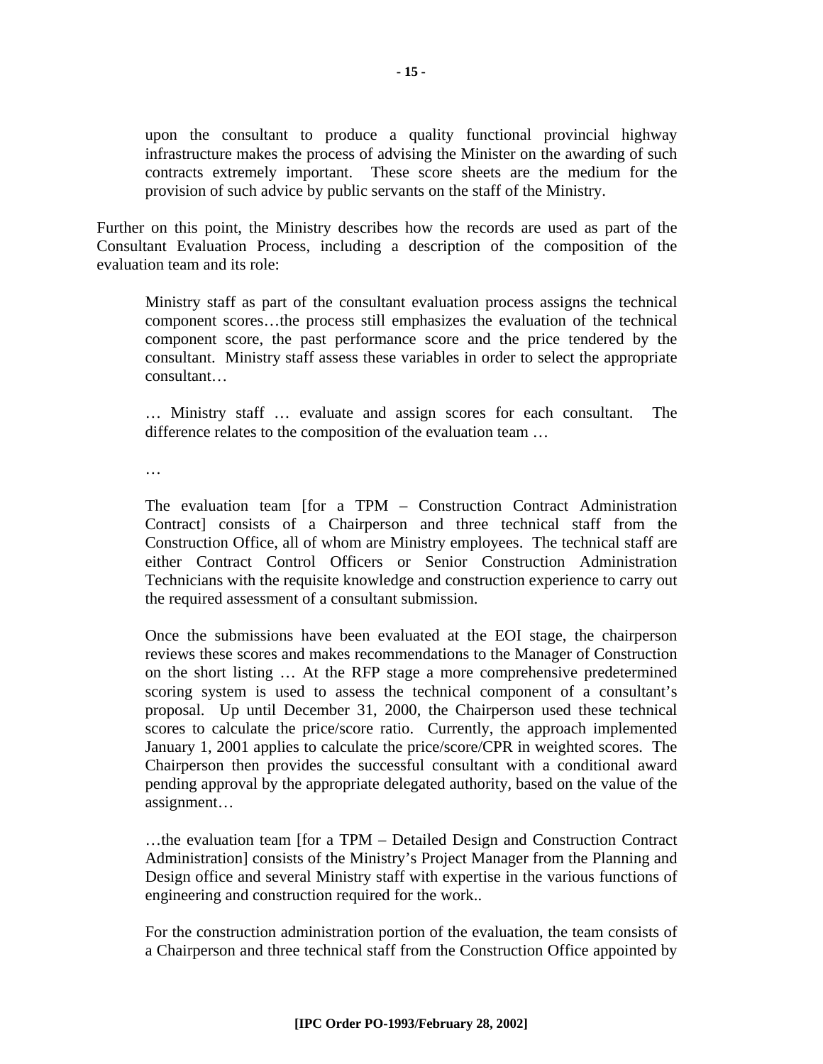> upon the consultant to produce a quality functional provincial highway infrastructure makes the process of advising the Minister on the awarding of such contracts extremely important. These score sheets are the medium for the provision of such advice by public servants on the staff of the Ministry.

Further on this point, the Ministry describes how the records are used as part of the Consultant Evaluation Process, including a description of the composition of the evaluation team and its role:

> Ministry staff as part of the consultant evaluation process assigns the technical component scores…the process still emphasizes the evaluation of the technical component score, the past performance score and the price tendered by the consultant. Ministry staff assess these variables in order to select the appropriate consultant…
>
> … Ministry staff … evaluate and assign scores for each consultant. The difference relates to the composition of the evaluation team …
>
> …
>
> The evaluation team [for a TPM – Construction Contract Administration Contract] consists of a Chairperson and three technical staff from the Construction Office, all of whom are Ministry employees. The technical staff are either Contract Control Officers or Senior Construction Administration Technicians with the requisite knowledge and construction experience to carry out the required assessment of a consultant submission.
>
> Once the submissions have been evaluated at the EOI stage, the chairperson reviews these scores and makes recommendations to the Manager of Construction on the short listing … At the RFP stage a more comprehensive predetermined scoring system is used to assess the technical component of a consultant's proposal. Up until December 31, 2000, the Chairperson used these technical scores to calculate the price/score ratio. Currently, the approach implemented January 1, 2001 applies to calculate the price/score/CPR in weighted scores. The Chairperson then provides the successful consultant with a conditional award pending approval by the appropriate delegated authority, based on the value of the assignment…
>
> …the evaluation team [for a TPM – Detailed Design and Construction Contract Administration] consists of the Ministry's Project Manager from the Planning and Design office and several Ministry staff with expertise in the various functions of engineering and construction required for the work..
>
> For the construction administration portion of the evaluation, the team consists of a Chairperson and three technical staff from the Construction Office appointed by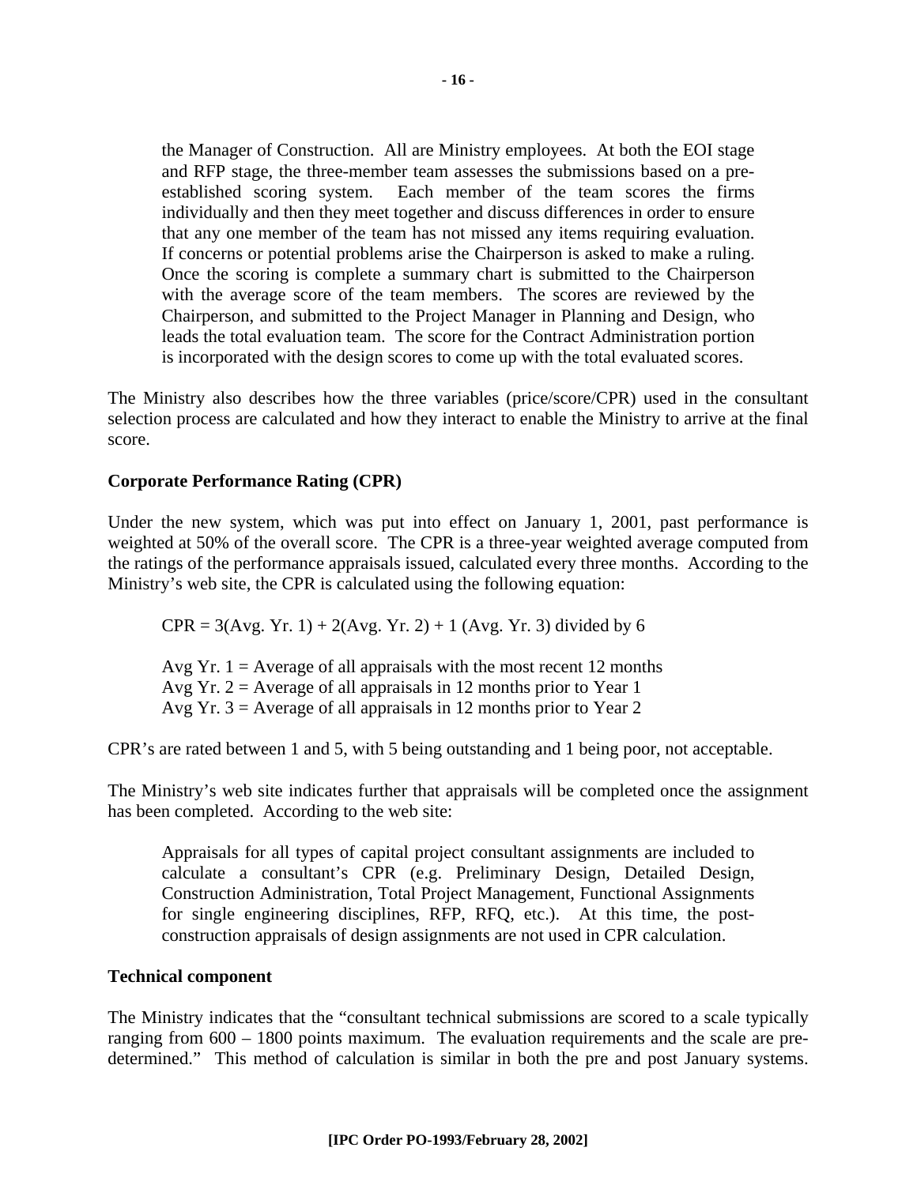> the Manager of Construction. All are Ministry employees. At both the EOI stage and RFP stage, the three-member team assesses the submissions based on a pre-established scoring system. Each member of the team scores the firms individually and then they meet together and discuss differences in order to ensure that any one member of the team has not missed any items requiring evaluation. If concerns or potential problems arise the Chairperson is asked to make a ruling. Once the scoring is complete a summary chart is submitted to the Chairperson with the average score of the team members. The scores are reviewed by the Chairperson, and submitted to the Project Manager in Planning and Design, who leads the total evaluation team. The score for the Contract Administration portion is incorporated with the design scores to come up with the total evaluated scores.

The Ministry also describes how the three variables (price/score/CPR) used in the consultant selection process are calculated and how they interact to enable the Ministry to arrive at the final score.

**Corporate Performance Rating (CPR)**

Under the new system, which was put into effect on January 1, 2001, past performance is weighted at 50% of the overall score. The CPR is a three-year weighted average computed from the ratings of the performance appraisals issued, calculated every three months. According to the Ministry's web site, the CPR is calculated using the following equation:

> CPR = 3(Avg. Yr. 1) + 2(Avg. Yr. 2) + 1 (Avg. Yr. 3) divided by 6
>
> Avg Yr. 1 = Average of all appraisals with the most recent 12 months
> Avg Yr. 2 = Average of all appraisals in 12 months prior to Year 1
> Avg Yr. 3 = Average of all appraisals in 12 months prior to Year 2

CPR's are rated between 1 and 5, with 5 being outstanding and 1 being poor, not acceptable.

The Ministry's web site indicates further that appraisals will be completed once the assignment has been completed. According to the web site:

> Appraisals for all types of capital project consultant assignments are included to calculate a consultant's CPR (e.g. Preliminary Design, Detailed Design, Construction Administration, Total Project Management, Functional Assignments for single engineering disciplines, RFP, RFQ, etc.). At this time, the post-construction appraisals of design assignments are not used in CPR calculation.

**Technical component**

The Ministry indicates that the "consultant technical submissions are scored to a scale typically ranging from 600 – 1800 points maximum. The evaluation requirements and the scale are pre-determined." This method of calculation is similar in both the pre and post January systems.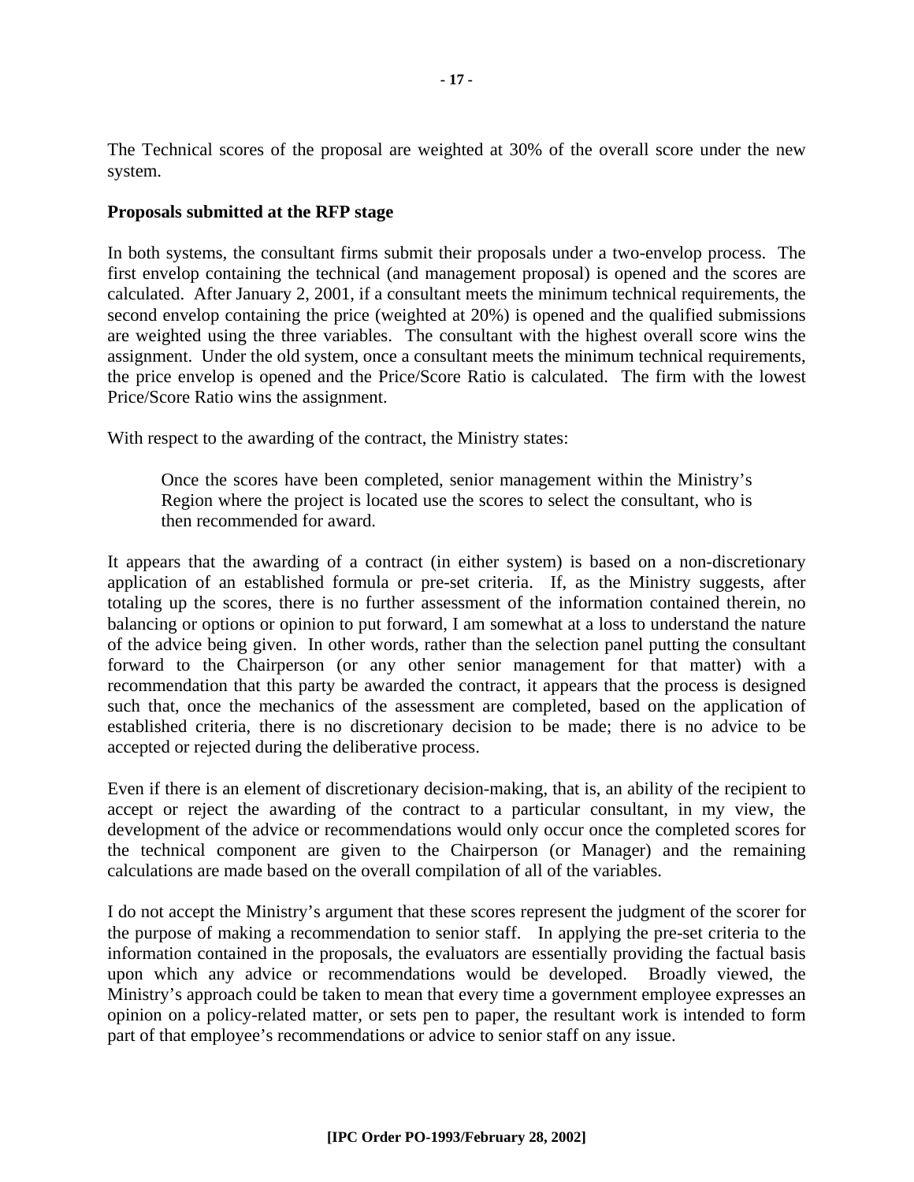The Technical scores of the proposal are weighted at 30% of the overall score under the new system.

**Proposals submitted at the RFP stage**

In both systems, the consultant firms submit their proposals under a two-envelop process. The first envelop containing the technical (and management proposal) is opened and the scores are calculated. After January 2, 2001, if a consultant meets the minimum technical requirements, the second envelop containing the price (weighted at 20%) is opened and the qualified submissions are weighted using the three variables. The consultant with the highest overall score wins the assignment. Under the old system, once a consultant meets the minimum technical requirements, the price envelop is opened and the Price/Score Ratio is calculated. The firm with the lowest Price/Score Ratio wins the assignment.

With respect to the awarding of the contract, the Ministry states:

> Once the scores have been completed, senior management within the Ministry's Region where the project is located use the scores to select the consultant, who is then recommended for award.

It appears that the awarding of a contract (in either system) is based on a non-discretionary application of an established formula or pre-set criteria. If, as the Ministry suggests, after totaling up the scores, there is no further assessment of the information contained therein, no balancing or options or opinion to put forward, I am somewhat at a loss to understand the nature of the advice being given. In other words, rather than the selection panel putting the consultant forward to the Chairperson (or any other senior management for that matter) with a recommendation that this party be awarded the contract, it appears that the process is designed such that, once the mechanics of the assessment are completed, based on the application of established criteria, there is no discretionary decision to be made; there is no advice to be accepted or rejected during the deliberative process.

Even if there is an element of discretionary decision-making, that is, an ability of the recipient to accept or reject the awarding of the contract to a particular consultant, in my view, the development of the advice or recommendations would only occur once the completed scores for the technical component are given to the Chairperson (or Manager) and the remaining calculations are made based on the overall compilation of all of the variables.

I do not accept the Ministry's argument that these scores represent the judgment of the scorer for the purpose of making a recommendation to senior staff. In applying the pre-set criteria to the information contained in the proposals, the evaluators are essentially providing the factual basis upon which any advice or recommendations would be developed. Broadly viewed, the Ministry's approach could be taken to mean that every time a government employee expresses an opinion on a policy-related matter, or sets pen to paper, the resultant work is intended to form part of that employee's recommendations or advice to senior staff on any issue.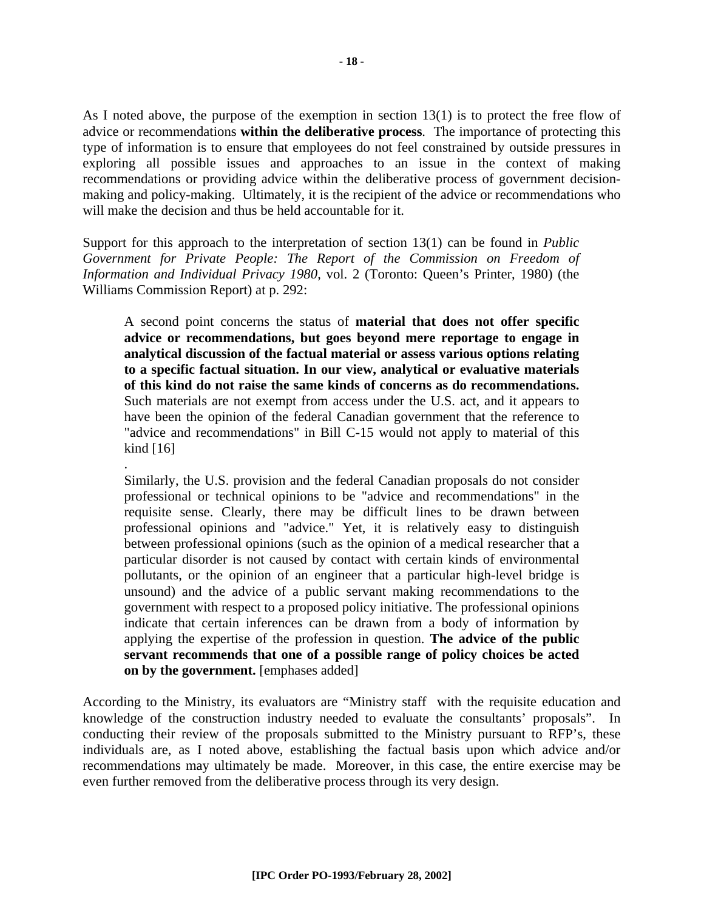As I noted above, the purpose of the exemption in section 13(1) is to protect the free flow of advice or recommendations **within the deliberative process**. The importance of protecting this type of information is to ensure that employees do not feel constrained by outside pressures in exploring all possible issues and approaches to an issue in the context of making recommendations or providing advice within the deliberative process of government decision-making and policy-making. Ultimately, it is the recipient of the advice or recommendations who will make the decision and thus be held accountable for it.

Support for this approach to the interpretation of section 13(1) can be found in *Public Government for Private People: The Report of the Commission on Freedom of Information and Individual Privacy 1980*, vol. 2 (Toronto: Queen's Printer, 1980) (the Williams Commission Report) at p. 292:

> A second point concerns the status of **material that does not offer specific advice or recommendations, but goes beyond mere reportage to engage in analytical discussion of the factual material or assess various options relating to a specific factual situation. In our view, analytical or evaluative materials of this kind do not raise the same kinds of concerns as do recommendations.** Such materials are not exempt from access under the U.S. act, and it appears to have been the opinion of the federal Canadian government that the reference to "advice and recommendations" in Bill C-15 would not apply to material of this kind [16]
>
> .
>
> Similarly, the U.S. provision and the federal Canadian proposals do not consider professional or technical opinions to be "advice and recommendations" in the requisite sense. Clearly, there may be difficult lines to be drawn between professional opinions and "advice." Yet, it is relatively easy to distinguish between professional opinions (such as the opinion of a medical researcher that a particular disorder is not caused by contact with certain kinds of environmental pollutants, or the opinion of an engineer that a particular high-level bridge is unsound) and the advice of a public servant making recommendations to the government with respect to a proposed policy initiative. The professional opinions indicate that certain inferences can be drawn from a body of information by applying the expertise of the profession in question. **The advice of the public servant recommends that one of a possible range of policy choices be acted on by the government.** [emphases added]

According to the Ministry, its evaluators are "Ministry staff with the requisite education and knowledge of the construction industry needed to evaluate the consultants' proposals". In conducting their review of the proposals submitted to the Ministry pursuant to RFP's, these individuals are, as I noted above, establishing the factual basis upon which advice and/or recommendations may ultimately be made. Moreover, in this case, the entire exercise may be even further removed from the deliberative process through its very design.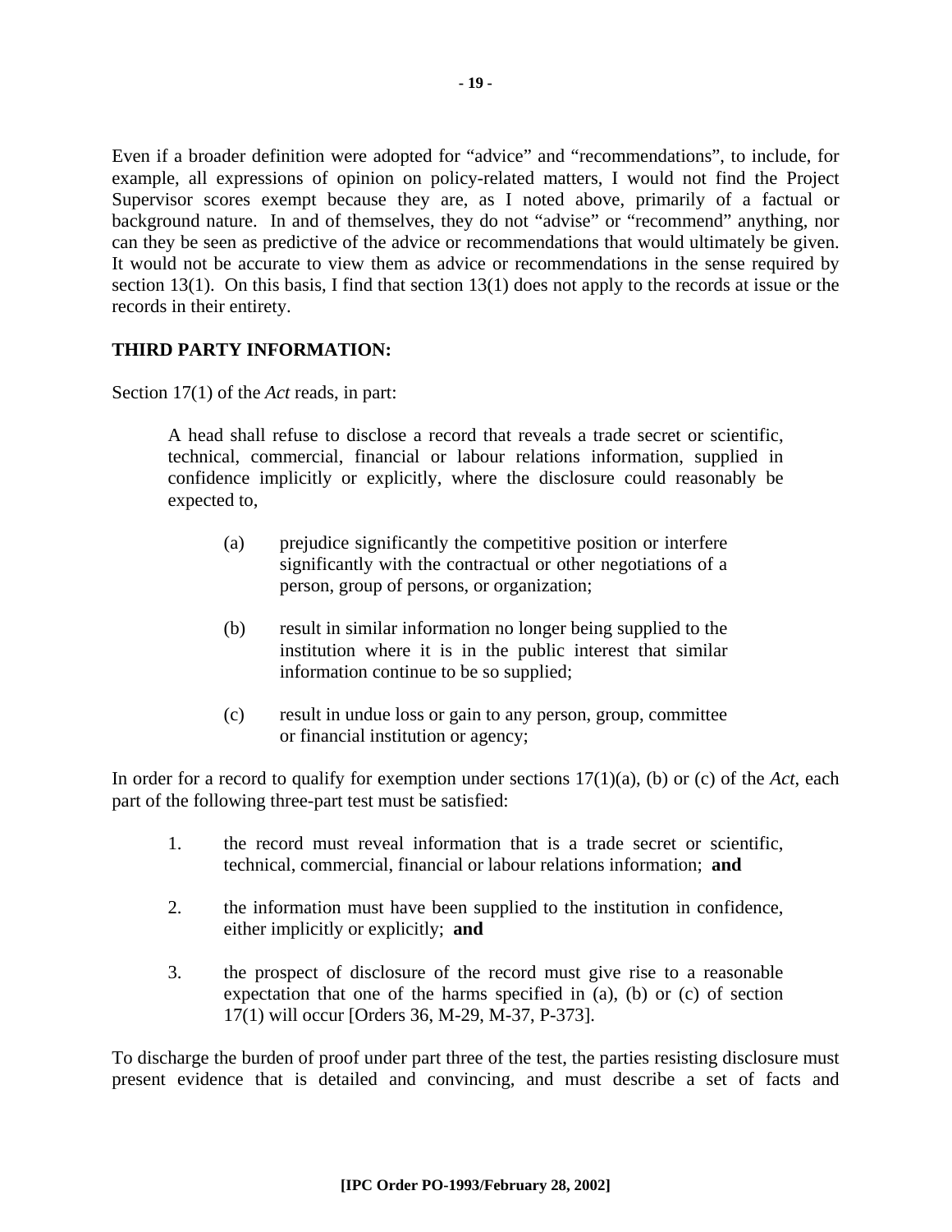Even if a broader definition were adopted for "advice" and "recommendations", to include, for example, all expressions of opinion on policy-related matters, I would not find the Project Supervisor scores exempt because they are, as I noted above, primarily of a factual or background nature. In and of themselves, they do not "advise" or "recommend" anything, nor can they be seen as predictive of the advice or recommendations that would ultimately be given. It would not be accurate to view them as advice or recommendations in the sense required by section 13(1). On this basis, I find that section 13(1) does not apply to the records at issue or the records in their entirety.

## THIRD PARTY INFORMATION:

Section 17(1) of the *Act* reads, in part:

> A head shall refuse to disclose a record that reveals a trade secret or scientific, technical, commercial, financial or labour relations information, supplied in confidence implicitly or explicitly, where the disclosure could reasonably be expected to,
>
> (a) prejudice significantly the competitive position or interfere significantly with the contractual or other negotiations of a person, group of persons, or organization;
>
> (b) result in similar information no longer being supplied to the institution where it is in the public interest that similar information continue to be so supplied;
>
> (c) result in undue loss or gain to any person, group, committee or financial institution or agency;

In order for a record to qualify for exemption under sections 17(1)(a), (b) or (c) of the *Act*, each part of the following three-part test must be satisfied:

1. the record must reveal information that is a trade secret or scientific, technical, commercial, financial or labour relations information; **and**

2. the information must have been supplied to the institution in confidence, either implicitly or explicitly; **and**

3. the prospect of disclosure of the record must give rise to a reasonable expectation that one of the harms specified in (a), (b) or (c) of section 17(1) will occur [Orders 36, M-29, M-37, P-373].

To discharge the burden of proof under part three of the test, the parties resisting disclosure must present evidence that is detailed and convincing, and must describe a set of facts and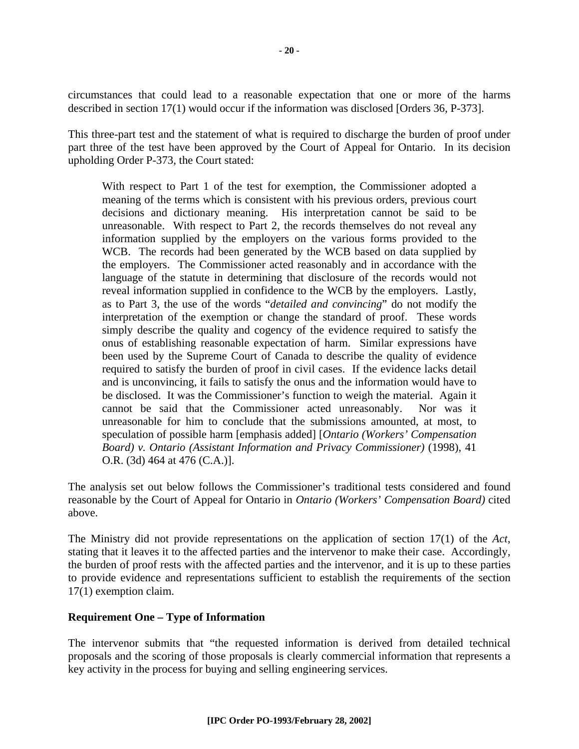circumstances that could lead to a reasonable expectation that one or more of the harms described in section 17(1) would occur if the information was disclosed [Orders 36, P-373].

This three-part test and the statement of what is required to discharge the burden of proof under part three of the test have been approved by the Court of Appeal for Ontario. In its decision upholding Order P-373, the Court stated:

> With respect to Part 1 of the test for exemption, the Commissioner adopted a meaning of the terms which is consistent with his previous orders, previous court decisions and dictionary meaning. His interpretation cannot be said to be unreasonable. With respect to Part 2, the records themselves do not reveal any information supplied by the employers on the various forms provided to the WCB. The records had been generated by the WCB based on data supplied by the employers. The Commissioner acted reasonably and in accordance with the language of the statute in determining that disclosure of the records would not reveal information supplied in confidence to the WCB by the employers. Lastly, as to Part 3, the use of the words "*detailed and convincing*" do not modify the interpretation of the exemption or change the standard of proof. These words simply describe the quality and cogency of the evidence required to satisfy the onus of establishing reasonable expectation of harm. Similar expressions have been used by the Supreme Court of Canada to describe the quality of evidence required to satisfy the burden of proof in civil cases. If the evidence lacks detail and is unconvincing, it fails to satisfy the onus and the information would have to be disclosed. It was the Commissioner's function to weigh the material. Again it cannot be said that the Commissioner acted unreasonably. Nor was it unreasonable for him to conclude that the submissions amounted, at most, to speculation of possible harm [emphasis added] [*Ontario (Workers' Compensation Board) v. Ontario (Assistant Information and Privacy Commissioner)* (1998), 41 O.R. (3d) 464 at 476 (C.A.)].

The analysis set out below follows the Commissioner's traditional tests considered and found reasonable by the Court of Appeal for Ontario in *Ontario (Workers' Compensation Board)* cited above.

The Ministry did not provide representations on the application of section 17(1) of the *Act*, stating that it leaves it to the affected parties and the intervenor to make their case. Accordingly, the burden of proof rests with the affected parties and the intervenor, and it is up to these parties to provide evidence and representations sufficient to establish the requirements of the section 17(1) exemption claim.

**Requirement One – Type of Information**

The intervenor submits that "the requested information is derived from detailed technical proposals and the scoring of those proposals is clearly commercial information that represents a key activity in the process for buying and selling engineering services.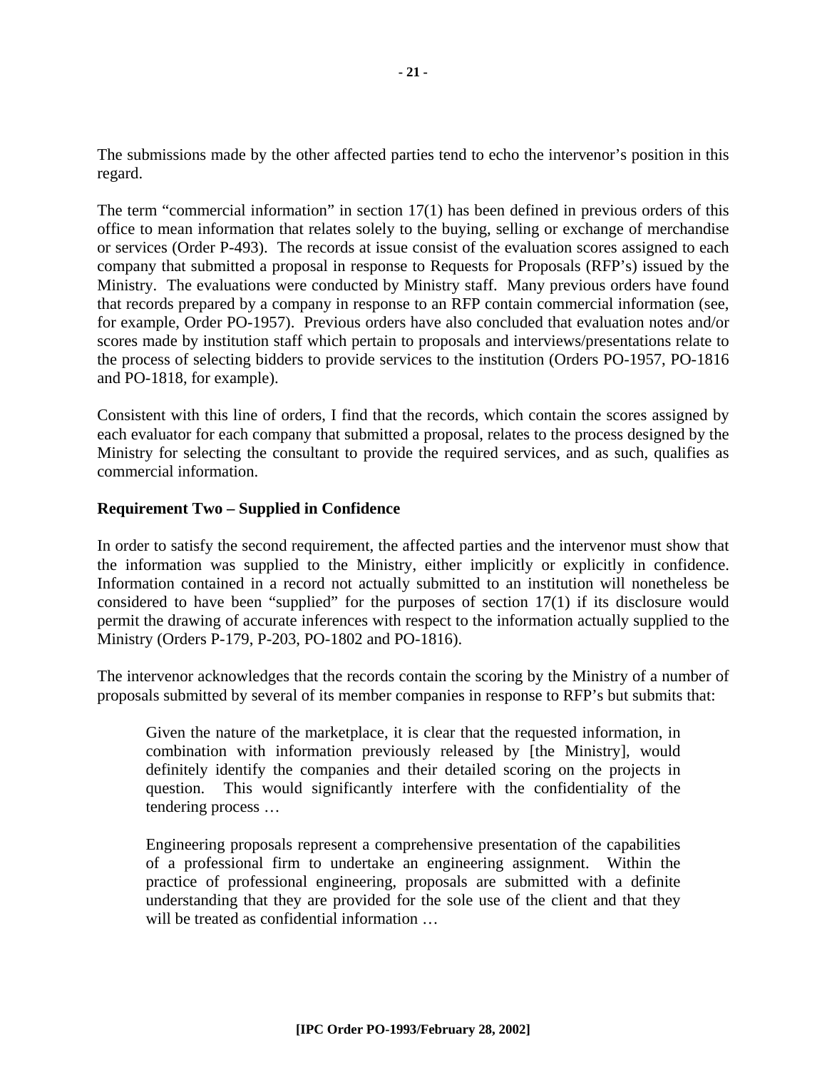The submissions made by the other affected parties tend to echo the intervenor's position in this regard.

The term "commercial information" in section 17(1) has been defined in previous orders of this office to mean information that relates solely to the buying, selling or exchange of merchandise or services (Order P-493). The records at issue consist of the evaluation scores assigned to each company that submitted a proposal in response to Requests for Proposals (RFP's) issued by the Ministry. The evaluations were conducted by Ministry staff. Many previous orders have found that records prepared by a company in response to an RFP contain commercial information (see, for example, Order PO-1957). Previous orders have also concluded that evaluation notes and/or scores made by institution staff which pertain to proposals and interviews/presentations relate to the process of selecting bidders to provide services to the institution (Orders PO-1957, PO-1816 and PO-1818, for example).

Consistent with this line of orders, I find that the records, which contain the scores assigned by each evaluator for each company that submitted a proposal, relates to the process designed by the Ministry for selecting the consultant to provide the required services, and as such, qualifies as commercial information.

**Requirement Two – Supplied in Confidence**

In order to satisfy the second requirement, the affected parties and the intervenor must show that the information was supplied to the Ministry, either implicitly or explicitly in confidence. Information contained in a record not actually submitted to an institution will nonetheless be considered to have been "supplied" for the purposes of section 17(1) if its disclosure would permit the drawing of accurate inferences with respect to the information actually supplied to the Ministry (Orders P-179, P-203, PO-1802 and PO-1816).

The intervenor acknowledges that the records contain the scoring by the Ministry of a number of proposals submitted by several of its member companies in response to RFP's but submits that:

> Given the nature of the marketplace, it is clear that the requested information, in combination with information previously released by [the Ministry], would definitely identify the companies and their detailed scoring on the projects in question. This would significantly interfere with the confidentiality of the tendering process …
>
> Engineering proposals represent a comprehensive presentation of the capabilities of a professional firm to undertake an engineering assignment. Within the practice of professional engineering, proposals are submitted with a definite understanding that they are provided for the sole use of the client and that they will be treated as confidential information …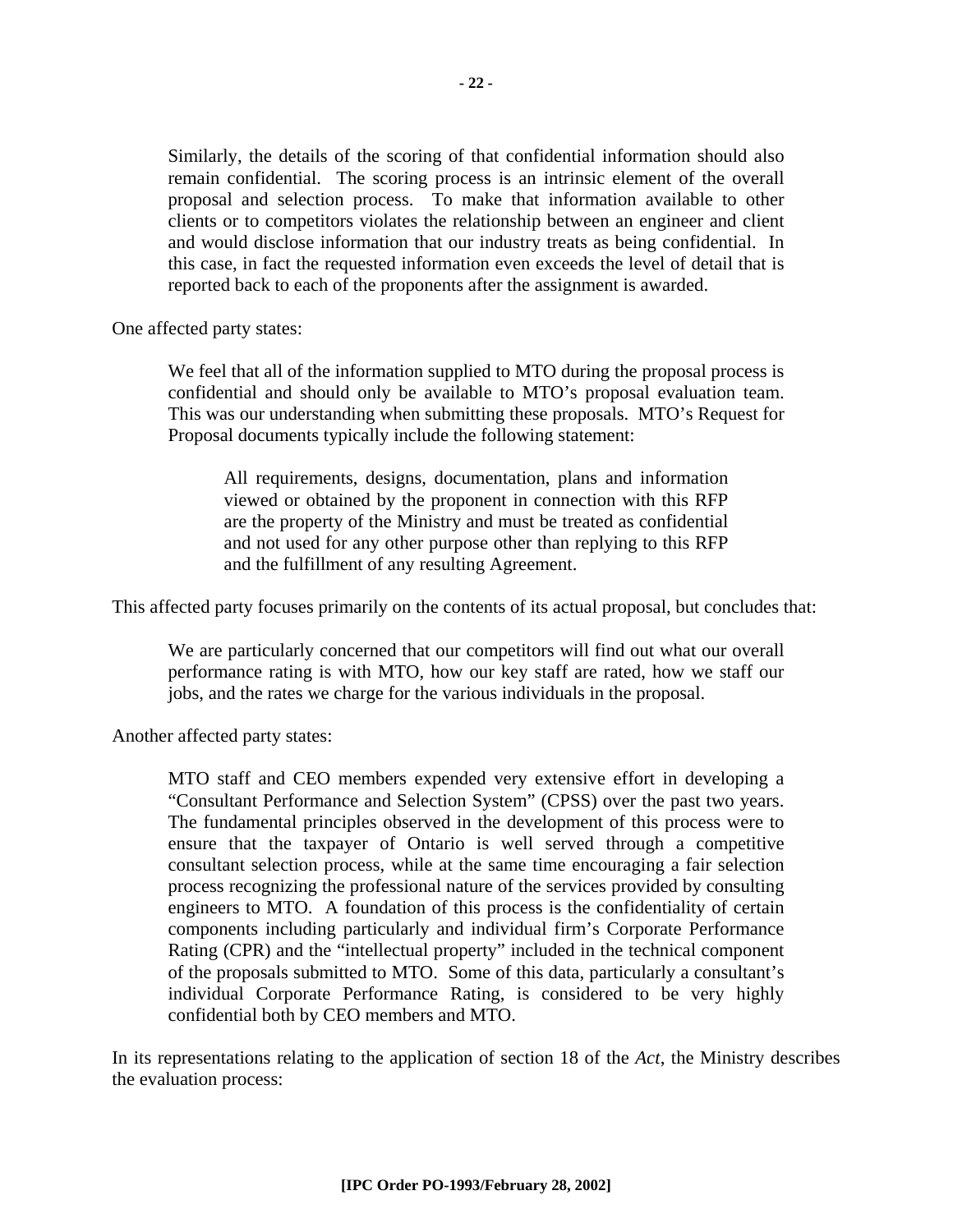> Similarly, the details of the scoring of that confidential information should also remain confidential. The scoring process is an intrinsic element of the overall proposal and selection process. To make that information available to other clients or to competitors violates the relationship between an engineer and client and would disclose information that our industry treats as being confidential. In this case, in fact the requested information even exceeds the level of detail that is reported back to each of the proponents after the assignment is awarded.

One affected party states:

> We feel that all of the information supplied to MTO during the proposal process is confidential and should only be available to MTO's proposal evaluation team. This was our understanding when submitting these proposals. MTO's Request for Proposal documents typically include the following statement:
>
> > All requirements, designs, documentation, plans and information viewed or obtained by the proponent in connection with this RFP are the property of the Ministry and must be treated as confidential and not used for any other purpose other than replying to this RFP and the fulfillment of any resulting Agreement.

This affected party focuses primarily on the contents of its actual proposal, but concludes that:

> We are particularly concerned that our competitors will find out what our overall performance rating is with MTO, how our key staff are rated, how we staff our jobs, and the rates we charge for the various individuals in the proposal.

Another affected party states:

> MTO staff and CEO members expended very extensive effort in developing a "Consultant Performance and Selection System" (CPSS) over the past two years. The fundamental principles observed in the development of this process were to ensure that the taxpayer of Ontario is well served through a competitive consultant selection process, while at the same time encouraging a fair selection process recognizing the professional nature of the services provided by consulting engineers to MTO. A foundation of this process is the confidentiality of certain components including particularly and individual firm's Corporate Performance Rating (CPR) and the "intellectual property" included in the technical component of the proposals submitted to MTO. Some of this data, particularly a consultant's individual Corporate Performance Rating, is considered to be very highly confidential both by CEO members and MTO.

In its representations relating to the application of section 18 of the *Act*, the Ministry describes the evaluation process: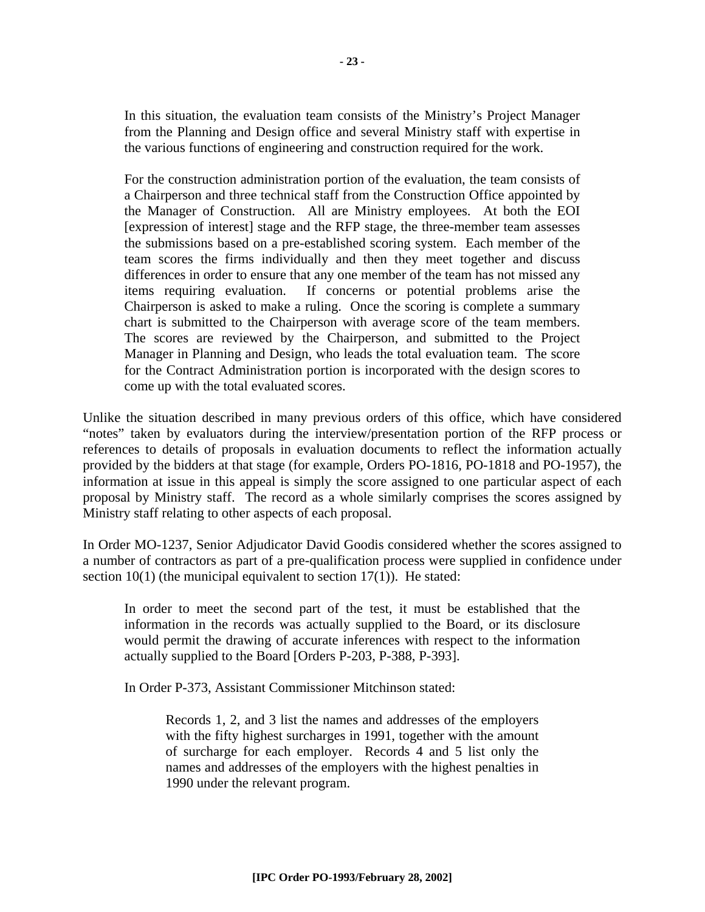> In this situation, the evaluation team consists of the Ministry's Project Manager from the Planning and Design office and several Ministry staff with expertise in the various functions of engineering and construction required for the work.
>
> For the construction administration portion of the evaluation, the team consists of a Chairperson and three technical staff from the Construction Office appointed by the Manager of Construction. All are Ministry employees. At both the EOI [expression of interest] stage and the RFP stage, the three-member team assesses the submissions based on a pre-established scoring system. Each member of the team scores the firms individually and then they meet together and discuss differences in order to ensure that any one member of the team has not missed any items requiring evaluation. If concerns or potential problems arise the Chairperson is asked to make a ruling. Once the scoring is complete a summary chart is submitted to the Chairperson with average score of the team members. The scores are reviewed by the Chairperson, and submitted to the Project Manager in Planning and Design, who leads the total evaluation team. The score for the Contract Administration portion is incorporated with the design scores to come up with the total evaluated scores.

Unlike the situation described in many previous orders of this office, which have considered "notes" taken by evaluators during the interview/presentation portion of the RFP process or references to details of proposals in evaluation documents to reflect the information actually provided by the bidders at that stage (for example, Orders PO-1816, PO-1818 and PO-1957), the information at issue in this appeal is simply the score assigned to one particular aspect of each proposal by Ministry staff. The record as a whole similarly comprises the scores assigned by Ministry staff relating to other aspects of each proposal.

In Order MO-1237, Senior Adjudicator David Goodis considered whether the scores assigned to a number of contractors as part of a pre-qualification process were supplied in confidence under section 10(1) (the municipal equivalent to section 17(1)). He stated:

> In order to meet the second part of the test, it must be established that the information in the records was actually supplied to the Board, or its disclosure would permit the drawing of accurate inferences with respect to the information actually supplied to the Board [Orders P-203, P-388, P-393].
>
> In Order P-373, Assistant Commissioner Mitchinson stated:
>
>> Records 1, 2, and 3 list the names and addresses of the employers with the fifty highest surcharges in 1991, together with the amount of surcharge for each employer. Records 4 and 5 list only the names and addresses of the employers with the highest penalties in 1990 under the relevant program.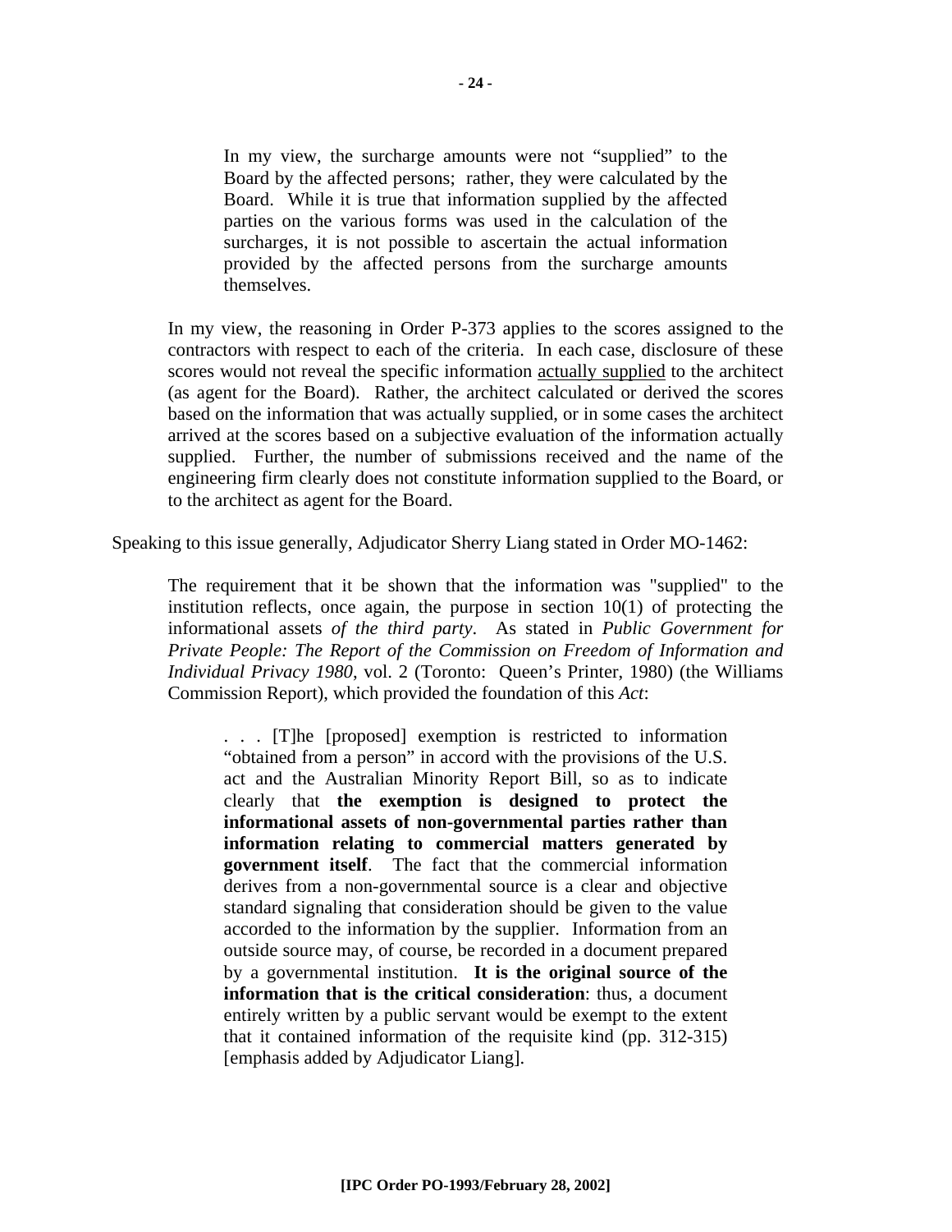> In my view, the surcharge amounts were not "supplied" to the Board by the affected persons; rather, they were calculated by the Board. While it is true that information supplied by the affected parties on the various forms was used in the calculation of the surcharges, it is not possible to ascertain the actual information provided by the affected persons from the surcharge amounts themselves.

In my view, the reasoning in Order P-373 applies to the scores assigned to the contractors with respect to each of the criteria. In each case, disclosure of these scores would not reveal the specific information <u>actually supplied</u> to the architect (as agent for the Board). Rather, the architect calculated or derived the scores based on the information that was actually supplied, or in some cases the architect arrived at the scores based on a subjective evaluation of the information actually supplied. Further, the number of submissions received and the name of the engineering firm clearly does not constitute information supplied to the Board, or to the architect as agent for the Board.

Speaking to this issue generally, Adjudicator Sherry Liang stated in Order MO-1462:

> The requirement that it be shown that the information was "supplied" to the institution reflects, once again, the purpose in section 10(1) of protecting the informational assets *of the third party*. As stated in *Public Government for Private People: The Report of the Commission on Freedom of Information and Individual Privacy 1980*, vol. 2 (Toronto: Queen's Printer, 1980) (the Williams Commission Report), which provided the foundation of this *Act*:
>
> > . . . [T]he [proposed] exemption is restricted to information "obtained from a person" in accord with the provisions of the U.S. act and the Australian Minority Report Bill, so as to indicate clearly that **the exemption is designed to protect the informational assets of non-governmental parties rather than information relating to commercial matters generated by government itself**. The fact that the commercial information derives from a non-governmental source is a clear and objective standard signaling that consideration should be given to the value accorded to the information by the supplier. Information from an outside source may, of course, be recorded in a document prepared by a governmental institution. **It is the original source of the information that is the critical consideration**: thus, a document entirely written by a public servant would be exempt to the extent that it contained information of the requisite kind (pp. 312-315) [emphasis added by Adjudicator Liang].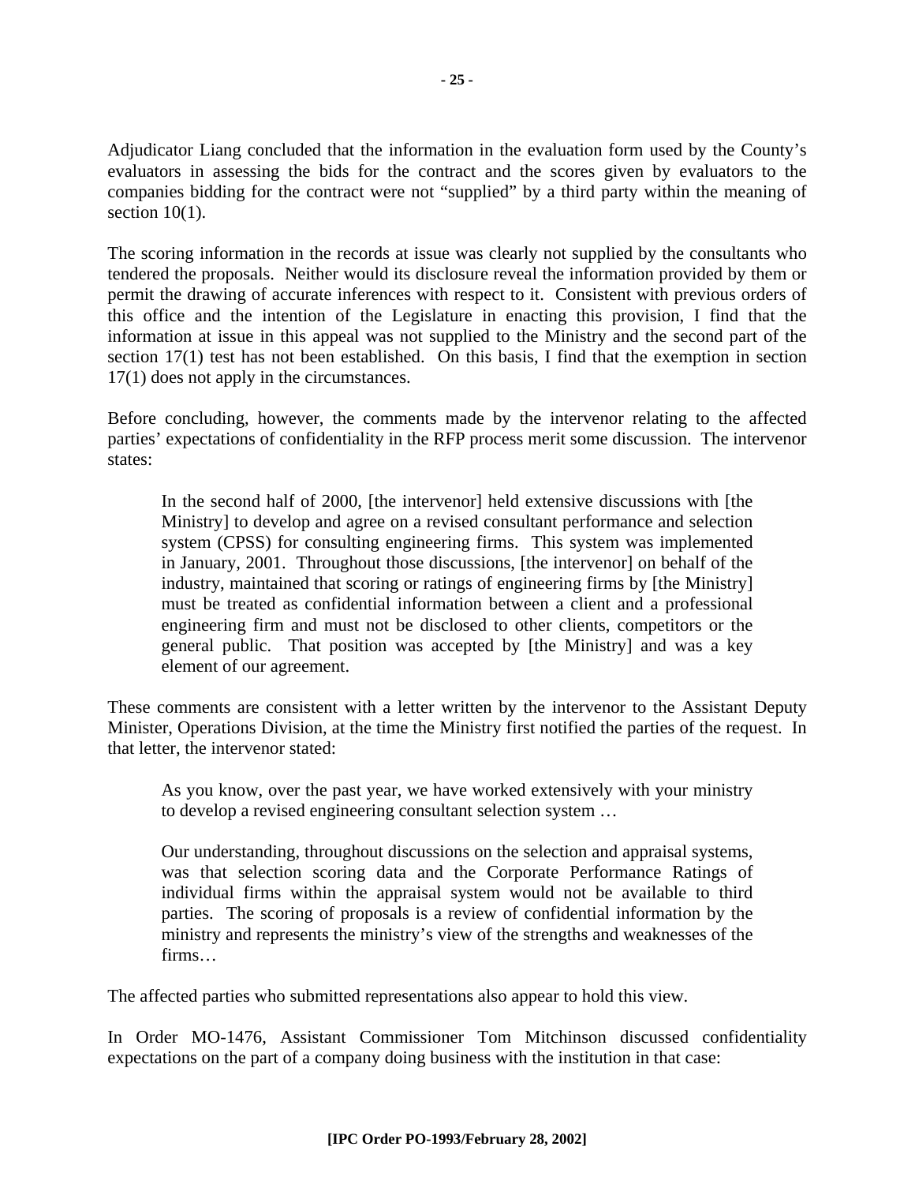Adjudicator Liang concluded that the information in the evaluation form used by the County's evaluators in assessing the bids for the contract and the scores given by evaluators to the companies bidding for the contract were not "supplied" by a third party within the meaning of section 10(1).

The scoring information in the records at issue was clearly not supplied by the consultants who tendered the proposals. Neither would its disclosure reveal the information provided by them or permit the drawing of accurate inferences with respect to it. Consistent with previous orders of this office and the intention of the Legislature in enacting this provision, I find that the information at issue in this appeal was not supplied to the Ministry and the second part of the section 17(1) test has not been established. On this basis, I find that the exemption in section 17(1) does not apply in the circumstances.

Before concluding, however, the comments made by the intervenor relating to the affected parties' expectations of confidentiality in the RFP process merit some discussion. The intervenor states:

> In the second half of 2000, [the intervenor] held extensive discussions with [the Ministry] to develop and agree on a revised consultant performance and selection system (CPSS) for consulting engineering firms. This system was implemented in January, 2001. Throughout those discussions, [the intervenor] on behalf of the industry, maintained that scoring or ratings of engineering firms by [the Ministry] must be treated as confidential information between a client and a professional engineering firm and must not be disclosed to other clients, competitors or the general public. That position was accepted by [the Ministry] and was a key element of our agreement.

These comments are consistent with a letter written by the intervenor to the Assistant Deputy Minister, Operations Division, at the time the Ministry first notified the parties of the request. In that letter, the intervenor stated:

> As you know, over the past year, we have worked extensively with your ministry to develop a revised engineering consultant selection system …
>
> Our understanding, throughout discussions on the selection and appraisal systems, was that selection scoring data and the Corporate Performance Ratings of individual firms within the appraisal system would not be available to third parties. The scoring of proposals is a review of confidential information by the ministry and represents the ministry's view of the strengths and weaknesses of the firms…

The affected parties who submitted representations also appear to hold this view.

In Order MO-1476, Assistant Commissioner Tom Mitchinson discussed confidentiality expectations on the part of a company doing business with the institution in that case: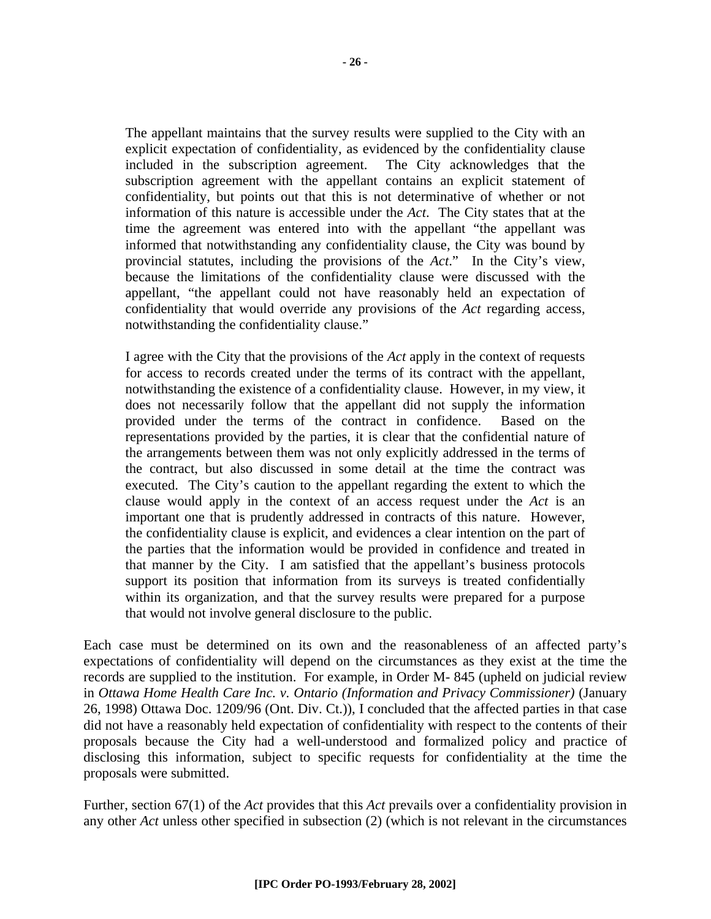> The appellant maintains that the survey results were supplied to the City with an explicit expectation of confidentiality, as evidenced by the confidentiality clause included in the subscription agreement. The City acknowledges that the subscription agreement with the appellant contains an explicit statement of confidentiality, but points out that this is not determinative of whether or not information of this nature is accessible under the *Act*. The City states that at the time the agreement was entered into with the appellant "the appellant was informed that notwithstanding any confidentiality clause, the City was bound by provincial statutes, including the provisions of the *Act*." In the City's view, because the limitations of the confidentiality clause were discussed with the appellant, "the appellant could not have reasonably held an expectation of confidentiality that would override any provisions of the *Act* regarding access, notwithstanding the confidentiality clause."
>
> I agree with the City that the provisions of the *Act* apply in the context of requests for access to records created under the terms of its contract with the appellant, notwithstanding the existence of a confidentiality clause. However, in my view, it does not necessarily follow that the appellant did not supply the information provided under the terms of the contract in confidence. Based on the representations provided by the parties, it is clear that the confidential nature of the arrangements between them was not only explicitly addressed in the terms of the contract, but also discussed in some detail at the time the contract was executed. The City's caution to the appellant regarding the extent to which the clause would apply in the context of an access request under the *Act* is an important one that is prudently addressed in contracts of this nature. However, the confidentiality clause is explicit, and evidences a clear intention on the part of the parties that the information would be provided in confidence and treated in that manner by the City. I am satisfied that the appellant's business protocols support its position that information from its surveys is treated confidentially within its organization, and that the survey results were prepared for a purpose that would not involve general disclosure to the public.

Each case must be determined on its own and the reasonableness of an affected party's expectations of confidentiality will depend on the circumstances as they exist at the time the records are supplied to the institution. For example, in Order M- 845 (upheld on judicial review in *Ottawa Home Health Care Inc. v. Ontario (Information and Privacy Commissioner)* (January 26, 1998) Ottawa Doc. 1209/96 (Ont. Div. Ct.)), I concluded that the affected parties in that case did not have a reasonably held expectation of confidentiality with respect to the contents of their proposals because the City had a well-understood and formalized policy and practice of disclosing this information, subject to specific requests for confidentiality at the time the proposals were submitted.

Further, section 67(1) of the *Act* provides that this *Act* prevails over a confidentiality provision in any other *Act* unless other specified in subsection (2) (which is not relevant in the circumstances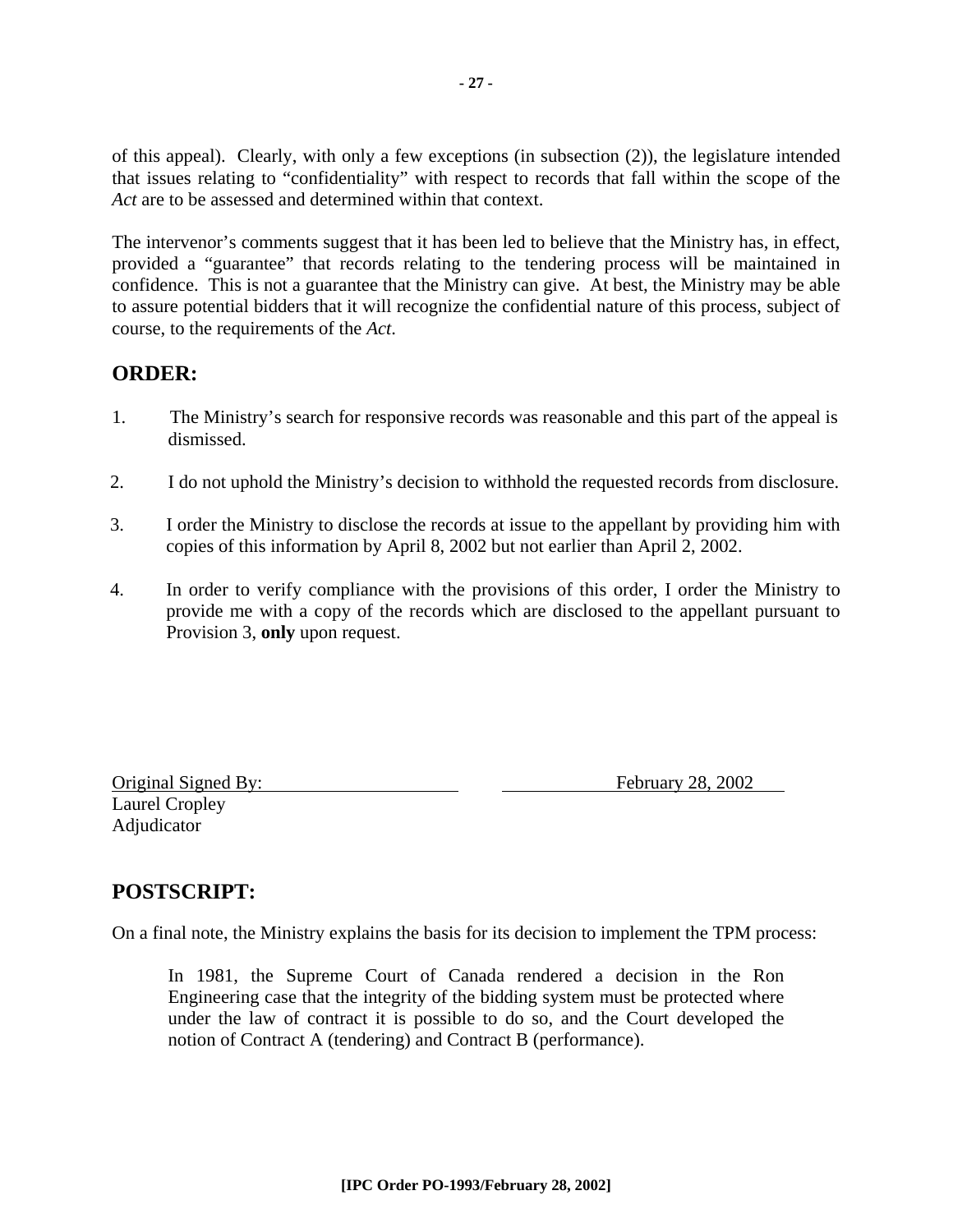of this appeal). Clearly, with only a few exceptions (in subsection (2)), the legislature intended that issues relating to "confidentiality" with respect to records that fall within the scope of the *Act* are to be assessed and determined within that context.

The intervenor's comments suggest that it has been led to believe that the Ministry has, in effect, provided a "guarantee" that records relating to the tendering process will be maintained in confidence. This is not a guarantee that the Ministry can give. At best, the Ministry may be able to assure potential bidders that it will recognize the confidential nature of this process, subject of course, to the requirements of the *Act*.

## ORDER:

1. The Ministry's search for responsive records was reasonable and this part of the appeal is dismissed.

2. I do not uphold the Ministry's decision to withhold the requested records from disclosure.

3. I order the Ministry to disclose the records at issue to the appellant by providing him with copies of this information by April 8, 2002 but not earlier than April 2, 2002.

4. In order to verify compliance with the provisions of this order, I order the Ministry to provide me with a copy of the records which are disclosed to the appellant pursuant to Provision 3, **only** upon request.

Original Signed By: February 28, 2002
Laurel Cropley
Adjudicator

## POSTSCRIPT:

On a final note, the Ministry explains the basis for its decision to implement the TPM process:

> In 1981, the Supreme Court of Canada rendered a decision in the Ron Engineering case that the integrity of the bidding system must be protected where under the law of contract it is possible to do so, and the Court developed the notion of Contract A (tendering) and Contract B (performance).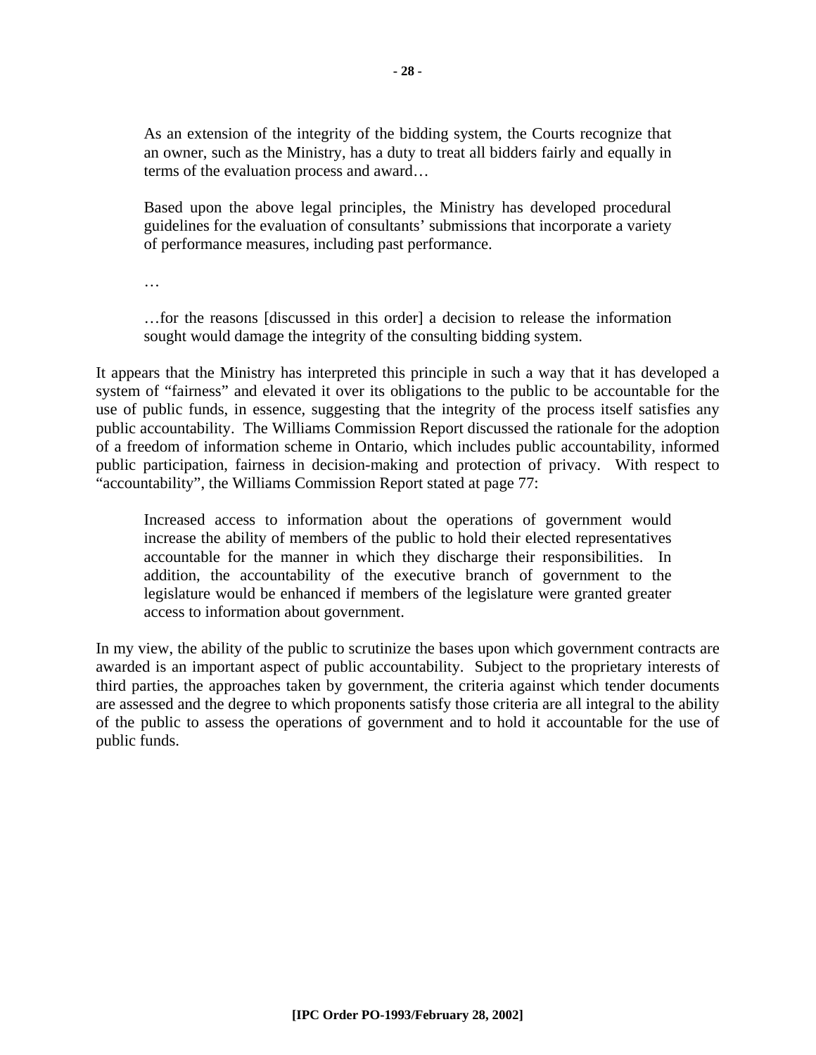> As an extension of the integrity of the bidding system, the Courts recognize that an owner, such as the Ministry, has a duty to treat all bidders fairly and equally in terms of the evaluation process and award…
>
> Based upon the above legal principles, the Ministry has developed procedural guidelines for the evaluation of consultants' submissions that incorporate a variety of performance measures, including past performance.
>
> …
>
> …for the reasons [discussed in this order] a decision to release the information sought would damage the integrity of the consulting bidding system.

It appears that the Ministry has interpreted this principle in such a way that it has developed a system of "fairness" and elevated it over its obligations to the public to be accountable for the use of public funds, in essence, suggesting that the integrity of the process itself satisfies any public accountability. The Williams Commission Report discussed the rationale for the adoption of a freedom of information scheme in Ontario, which includes public accountability, informed public participation, fairness in decision-making and protection of privacy. With respect to "accountability", the Williams Commission Report stated at page 77:

> Increased access to information about the operations of government would increase the ability of members of the public to hold their elected representatives accountable for the manner in which they discharge their responsibilities. In addition, the accountability of the executive branch of government to the legislature would be enhanced if members of the legislature were granted greater access to information about government.

In my view, the ability of the public to scrutinize the bases upon which government contracts are awarded is an important aspect of public accountability. Subject to the proprietary interests of third parties, the approaches taken by government, the criteria against which tender documents are assessed and the degree to which proponents satisfy those criteria are all integral to the ability of the public to assess the operations of government and to hold it accountable for the use of public funds.